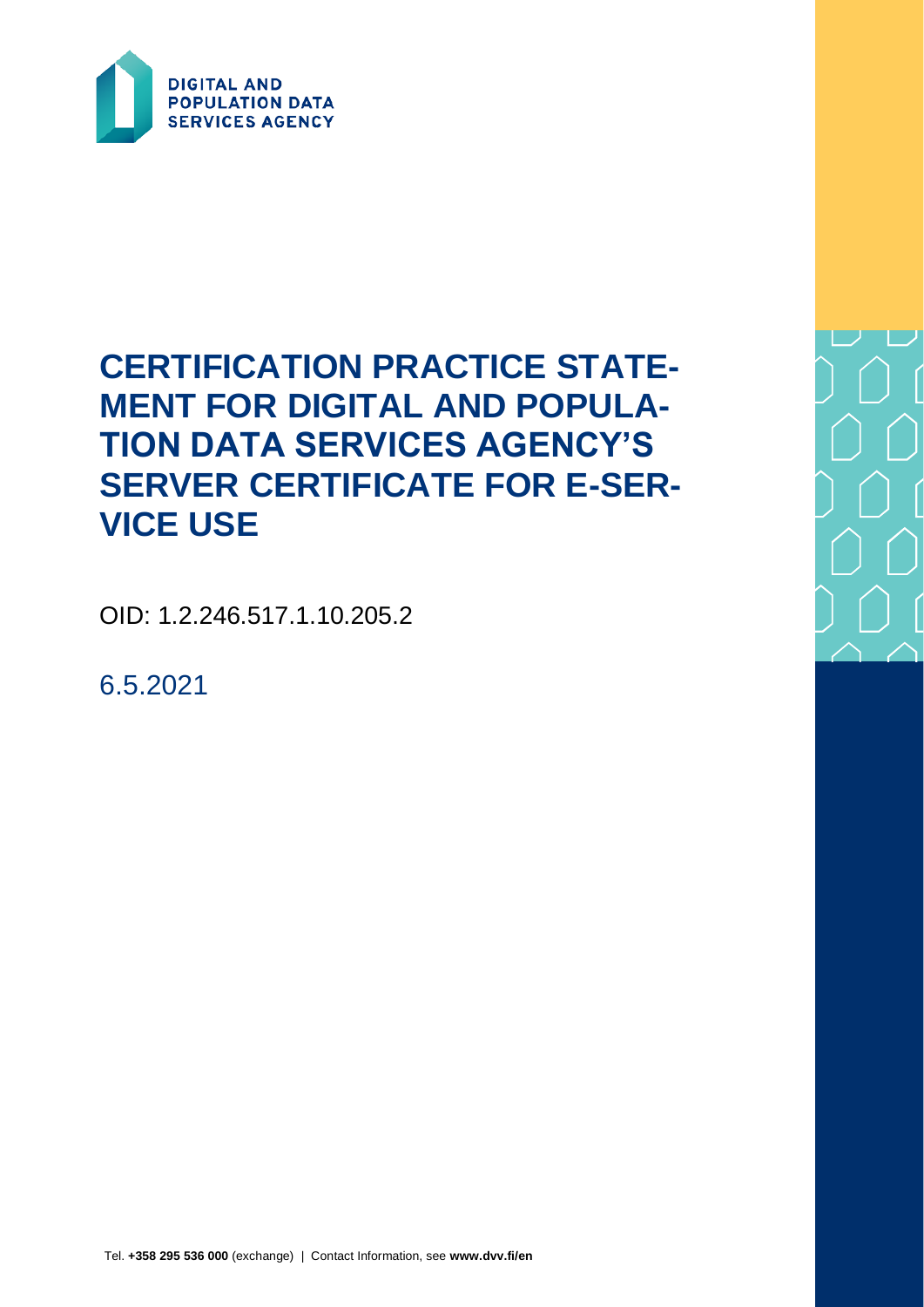DIGITAL AND POPULATION DATA SERVICES AGENCY

# CERTIFICATION PRACTICE STATEMENT FOR DIGITAL AND POPULATION DATA SERVICES AGENCY'S SERVER CERTIFICATE FOR E-SERVICE USE

OID: 1.2.246.517.1.10.205.2

6.5.2021

Tel. **+358 295 536 000** (exchange) | Contact Information, see **www.dvv.fi/en**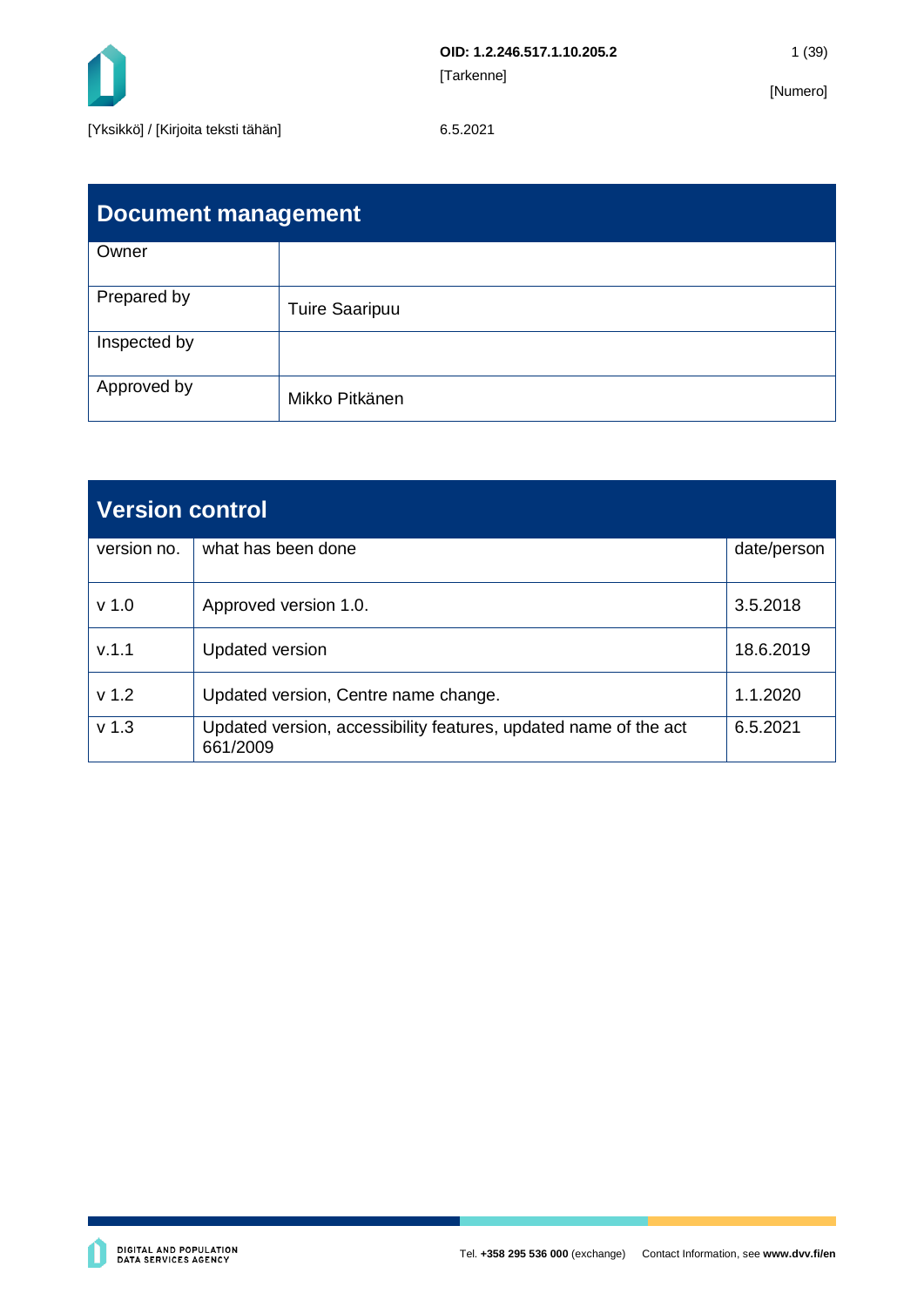## Document management

| Owner | |
|---|---|
| Prepared by | Tuire Saaripuu |
| Inspected by | |
| Approved by | Mikko Pitkänen |

## Version control

| version no. | what has been done | date/person |
|---|---|---|
| v 1.0 | Approved version 1.0. | 3.5.2018 |
| v.1.1 | Updated version | 18.6.2019 |
| v 1.2 | Updated version, Centre name change. | 1.1.2020 |
| v 1.3 | Updated version, accessibility features, updated name of the act 661/2009 | 6.5.2021 |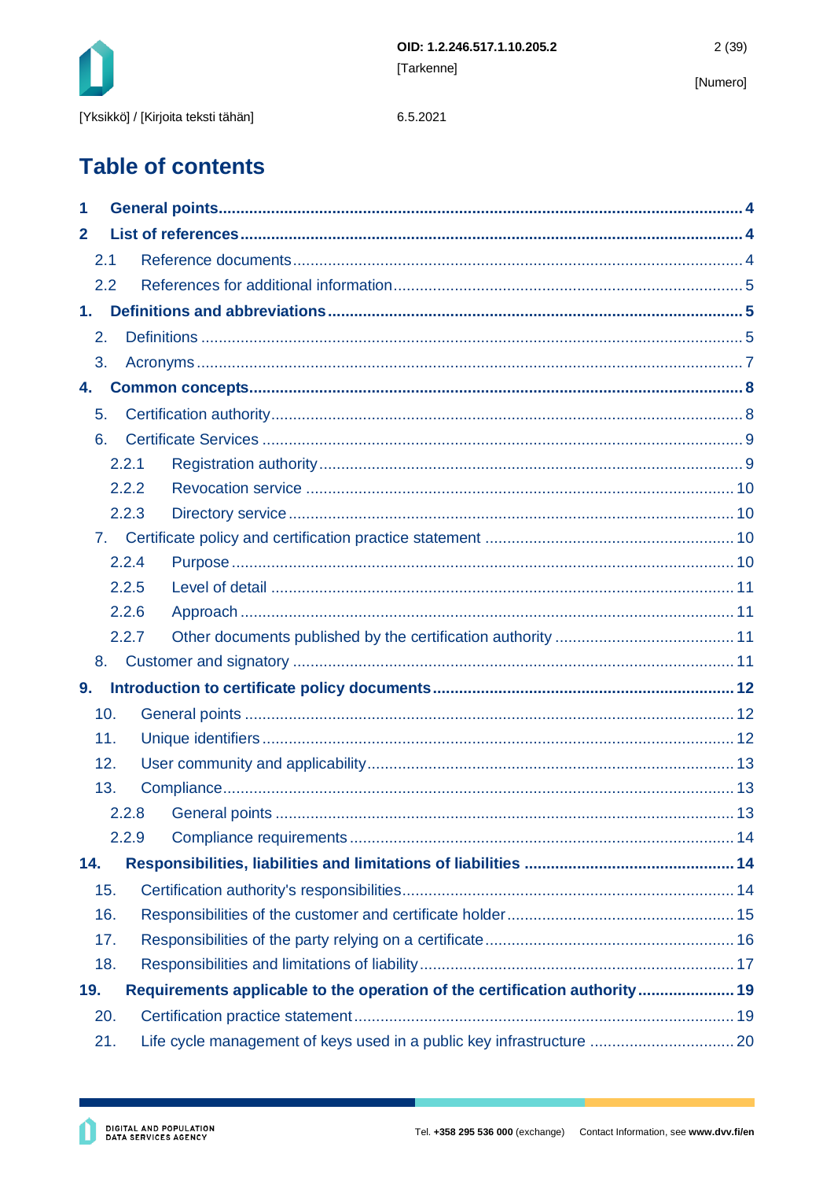# Table of contents

**1 General points....................................................................................................................4**

**2 List of references.................................................................................................................4**

2.1 Reference documents..........................................................................................................4

2.2 References for additional information...............................................................................5

**1. Definitions and abbreviations.............................................................................................5**

2. Definitions ............................................................................................................................5

3. Acronyms..............................................................................................................................7

**4. Common concepts...............................................................................................................8**

5. Certification authority..........................................................................................................8

6. Certificate Services .............................................................................................................9

2.2.1 Registration authority...............................................................................................9

2.2.2 Revocation service ..................................................................................................10

2.2.3 Directory service......................................................................................................10

7. Certificate policy and certification practice statement ......................................................10

2.2.4 Purpose......................................................................................................................10

2.2.5 Level of detail ...........................................................................................................11

2.2.6 Approach ..................................................................................................................11

2.2.7 Other documents published by the certification authority .........................................11

8. Customer and signatory ......................................................................................................11

**9. Introduction to certificate policy documents........................................................................12**

10. General points ......................................................................................................................12

11. Unique identifiers..................................................................................................................12

12. User community and applicability.......................................................................................13

13. Compliance...........................................................................................................................13

2.2.8 General points ...........................................................................................................13

2.2.9 Compliance requirements...........................................................................................14

**14. Responsibilities, liabilities and limitations of liabilities ..........................................................14**

15. Certification authority's responsibilities................................................................................14

16. Responsibilities of the customer and certificate holder.......................................................15

17. Responsibilities of the party relying on a certificate............................................................16

18. Responsibilities and limitations of liability...........................................................................17

**19. Requirements applicable to the operation of the certification authority..............................19**

20. Certification practice statement............................................................................................19

21. Life cycle management of keys used in a public key infrastructure ...................................20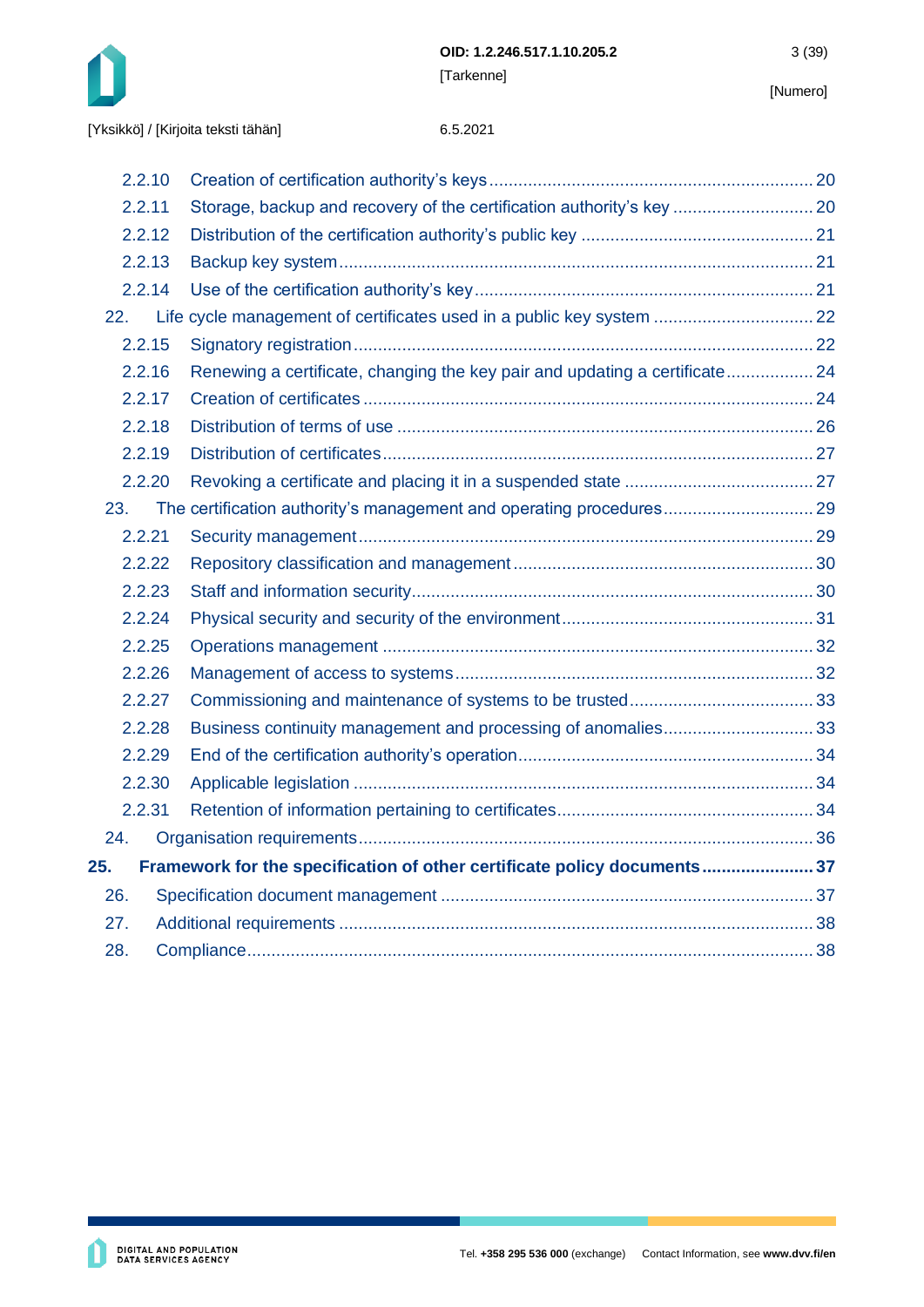2.2.10 Creation of certification authority's keys ..... 20
2.2.11 Storage, backup and recovery of the certification authority's key ..... 20
2.2.12 Distribution of the certification authority's public key ..... 21
2.2.13 Backup key system ..... 21
2.2.14 Use of the certification authority's key ..... 21

22. Life cycle management of certificates used in a public key system ..... 22

2.2.15 Signatory registration ..... 22
2.2.16 Renewing a certificate, changing the key pair and updating a certificate ..... 24
2.2.17 Creation of certificates ..... 24
2.2.18 Distribution of terms of use ..... 26
2.2.19 Distribution of certificates ..... 27
2.2.20 Revoking a certificate and placing it in a suspended state ..... 27

23. The certification authority's management and operating procedures ..... 29

2.2.21 Security management ..... 29
2.2.22 Repository classification and management ..... 30
2.2.23 Staff and information security ..... 30
2.2.24 Physical security and security of the environment ..... 31
2.2.25 Operations management ..... 32
2.2.26 Management of access to systems ..... 32
2.2.27 Commissioning and maintenance of systems to be trusted ..... 33
2.2.28 Business continuity management and processing of anomalies ..... 33
2.2.29 End of the certification authority's operation ..... 34
2.2.30 Applicable legislation ..... 34
2.2.31 Retention of information pertaining to certificates ..... 34

24. Organisation requirements ..... 36

**25. Framework for the specification of other certificate policy documents ..... 37**

26. Specification document management ..... 37

27. Additional requirements ..... 38

28. Compliance ..... 38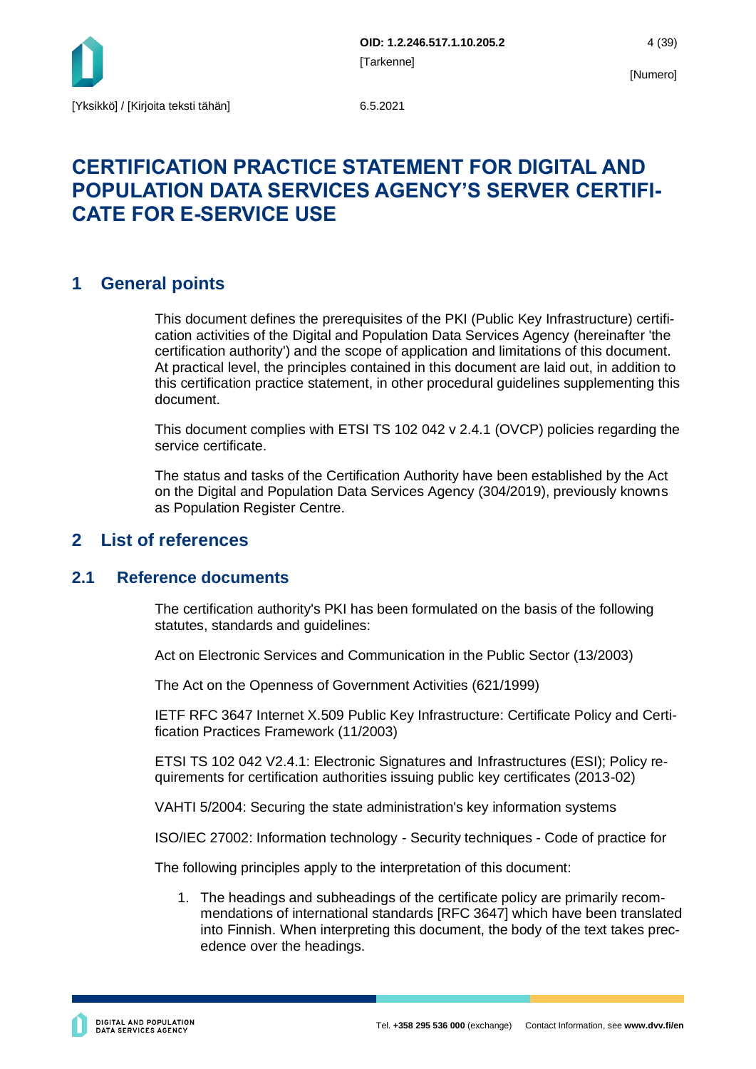# CERTIFICATION PRACTICE STATEMENT FOR DIGITAL AND POPULATION DATA SERVICES AGENCY'S SERVER CERTIFICATE FOR E-SERVICE USE

## 1 General points

This document defines the prerequisites of the PKI (Public Key Infrastructure) certification activities of the Digital and Population Data Services Agency (hereinafter 'the certification authority') and the scope of application and limitations of this document. At practical level, the principles contained in this document are laid out, in addition to this certification practice statement, in other procedural guidelines supplementing this document.

This document complies with ETSI TS 102 042 v 2.4.1 (OVCP) policies regarding the service certificate.

The status and tasks of the Certification Authority have been established by the Act on the Digital and Population Data Services Agency (304/2019), previously knowns as Population Register Centre.

## 2 List of references

### 2.1 Reference documents

The certification authority's PKI has been formulated on the basis of the following statutes, standards and guidelines:

Act on Electronic Services and Communication in the Public Sector (13/2003)

The Act on the Openness of Government Activities (621/1999)

IETF RFC 3647 Internet X.509 Public Key Infrastructure: Certificate Policy and Certification Practices Framework (11/2003)

ETSI TS 102 042 V2.4.1: Electronic Signatures and Infrastructures (ESI); Policy requirements for certification authorities issuing public key certificates (2013-02)

VAHTI 5/2004: Securing the state administration's key information systems

ISO/IEC 27002: Information technology - Security techniques - Code of practice for

The following principles apply to the interpretation of this document:

1. The headings and subheadings of the certificate policy are primarily recommendations of international standards [RFC 3647] which have been translated into Finnish. When interpreting this document, the body of the text takes precedence over the headings.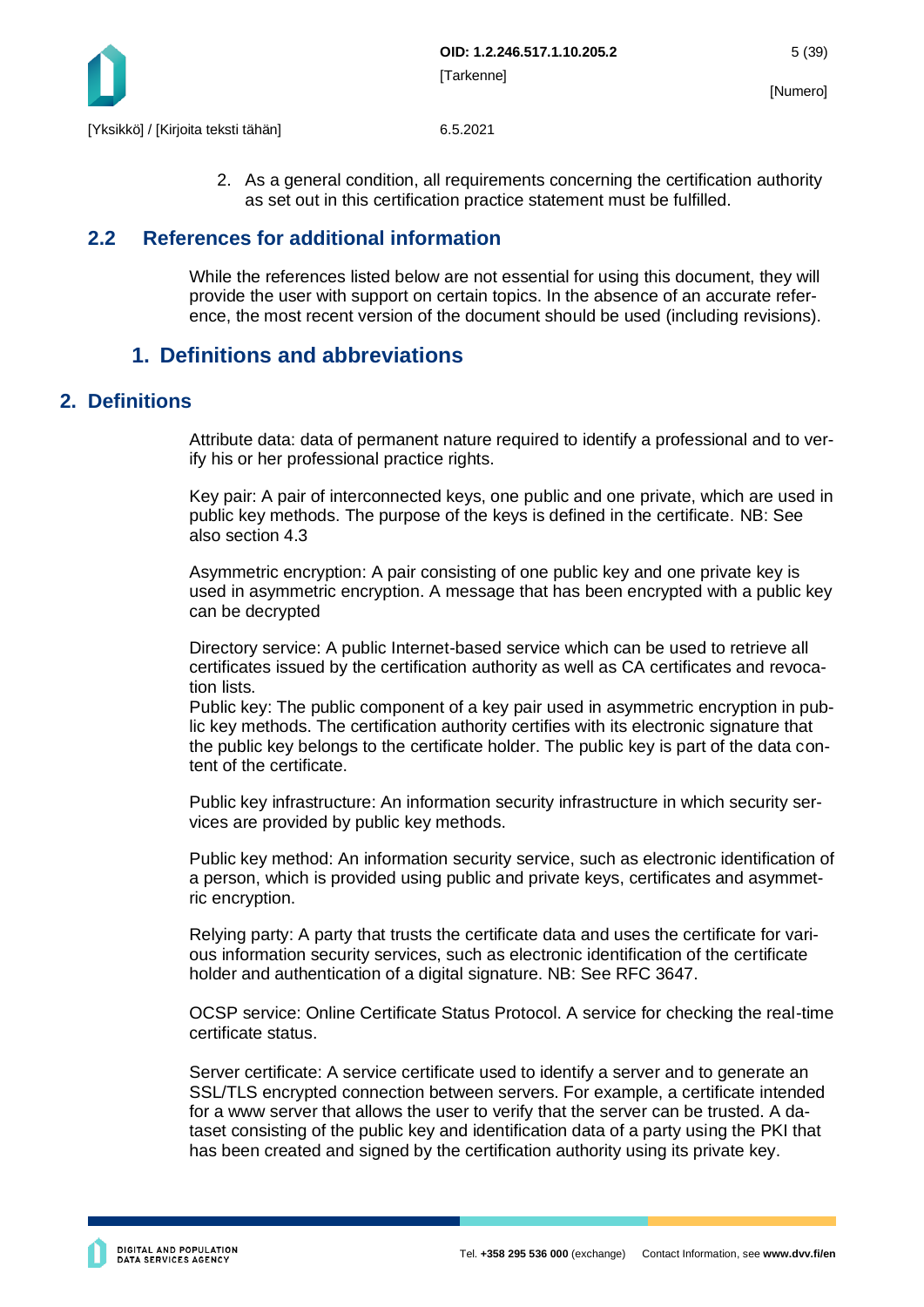2. As a general condition, all requirements concerning the certification authority as set out in this certification practice statement must be fulfilled.

## 2.2 References for additional information

While the references listed below are not essential for using this document, they will provide the user with support on certain topics. In the absence of an accurate reference, the most recent version of the document should be used (including revisions).

# 1. Definitions and abbreviations

# 2. Definitions

Attribute data: data of permanent nature required to identify a professional and to verify his or her professional practice rights.

Key pair: A pair of interconnected keys, one public and one private, which are used in public key methods. The purpose of the keys is defined in the certificate. NB: See also section 4.3

Asymmetric encryption: A pair consisting of one public key and one private key is used in asymmetric encryption. A message that has been encrypted with a public key can be decrypted

Directory service: A public Internet-based service which can be used to retrieve all certificates issued by the certification authority as well as CA certificates and revocation lists.
Public key: The public component of a key pair used in asymmetric encryption in public key methods. The certification authority certifies with its electronic signature that the public key belongs to the certificate holder. The public key is part of the data content of the certificate.

Public key infrastructure: An information security infrastructure in which security services are provided by public key methods.

Public key method: An information security service, such as electronic identification of a person, which is provided using public and private keys, certificates and asymmetric encryption.

Relying party: A party that trusts the certificate data and uses the certificate for various information security services, such as electronic identification of the certificate holder and authentication of a digital signature. NB: See RFC 3647.

OCSP service: Online Certificate Status Protocol. A service for checking the real-time certificate status.

Server certificate: A service certificate used to identify a server and to generate an SSL/TLS encrypted connection between servers. For example, a certificate intended for a www server that allows the user to verify that the server can be trusted. A dataset consisting of the public key and identification data of a party using the PKI that has been created and signed by the certification authority using its private key.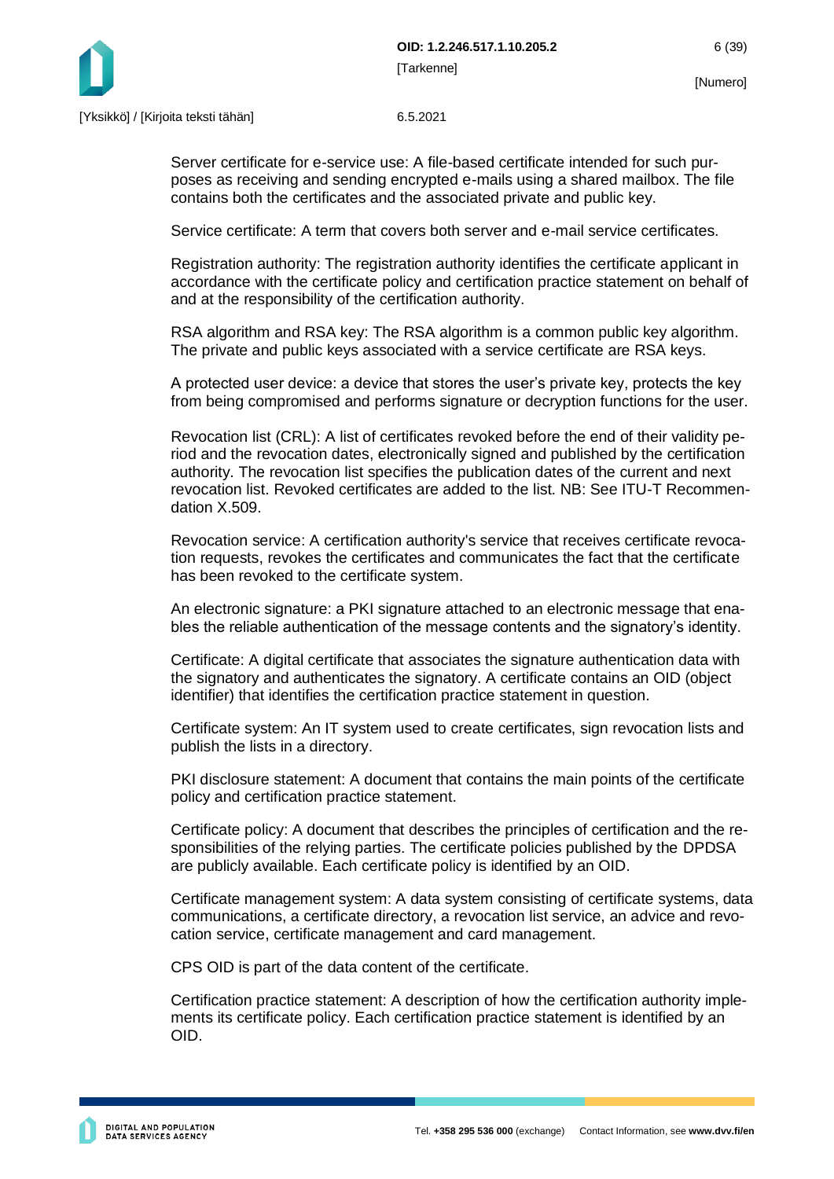Server certificate for e-service use: A file-based certificate intended for such purposes as receiving and sending encrypted e-mails using a shared mailbox. The file contains both the certificates and the associated private and public key.

Service certificate: A term that covers both server and e-mail service certificates.

Registration authority: The registration authority identifies the certificate applicant in accordance with the certificate policy and certification practice statement on behalf of and at the responsibility of the certification authority.

RSA algorithm and RSA key: The RSA algorithm is a common public key algorithm. The private and public keys associated with a service certificate are RSA keys.

A protected user device: a device that stores the user's private key, protects the key from being compromised and performs signature or decryption functions for the user.

Revocation list (CRL): A list of certificates revoked before the end of their validity period and the revocation dates, electronically signed and published by the certification authority. The revocation list specifies the publication dates of the current and next revocation list. Revoked certificates are added to the list. NB: See ITU-T Recommendation X.509.

Revocation service: A certification authority's service that receives certificate revocation requests, revokes the certificates and communicates the fact that the certificate has been revoked to the certificate system.

An electronic signature: a PKI signature attached to an electronic message that enables the reliable authentication of the message contents and the signatory's identity.

Certificate: A digital certificate that associates the signature authentication data with the signatory and authenticates the signatory. A certificate contains an OID (object identifier) that identifies the certification practice statement in question.

Certificate system: An IT system used to create certificates, sign revocation lists and publish the lists in a directory.

PKI disclosure statement: A document that contains the main points of the certificate policy and certification practice statement.

Certificate policy: A document that describes the principles of certification and the responsibilities of the relying parties. The certificate policies published by the DPDSA are publicly available. Each certificate policy is identified by an OID.

Certificate management system: A data system consisting of certificate systems, data communications, a certificate directory, a revocation list service, an advice and revocation service, certificate management and card management.

CPS OID is part of the data content of the certificate.

Certification practice statement: A description of how the certification authority implements its certificate policy. Each certification practice statement is identified by an OID.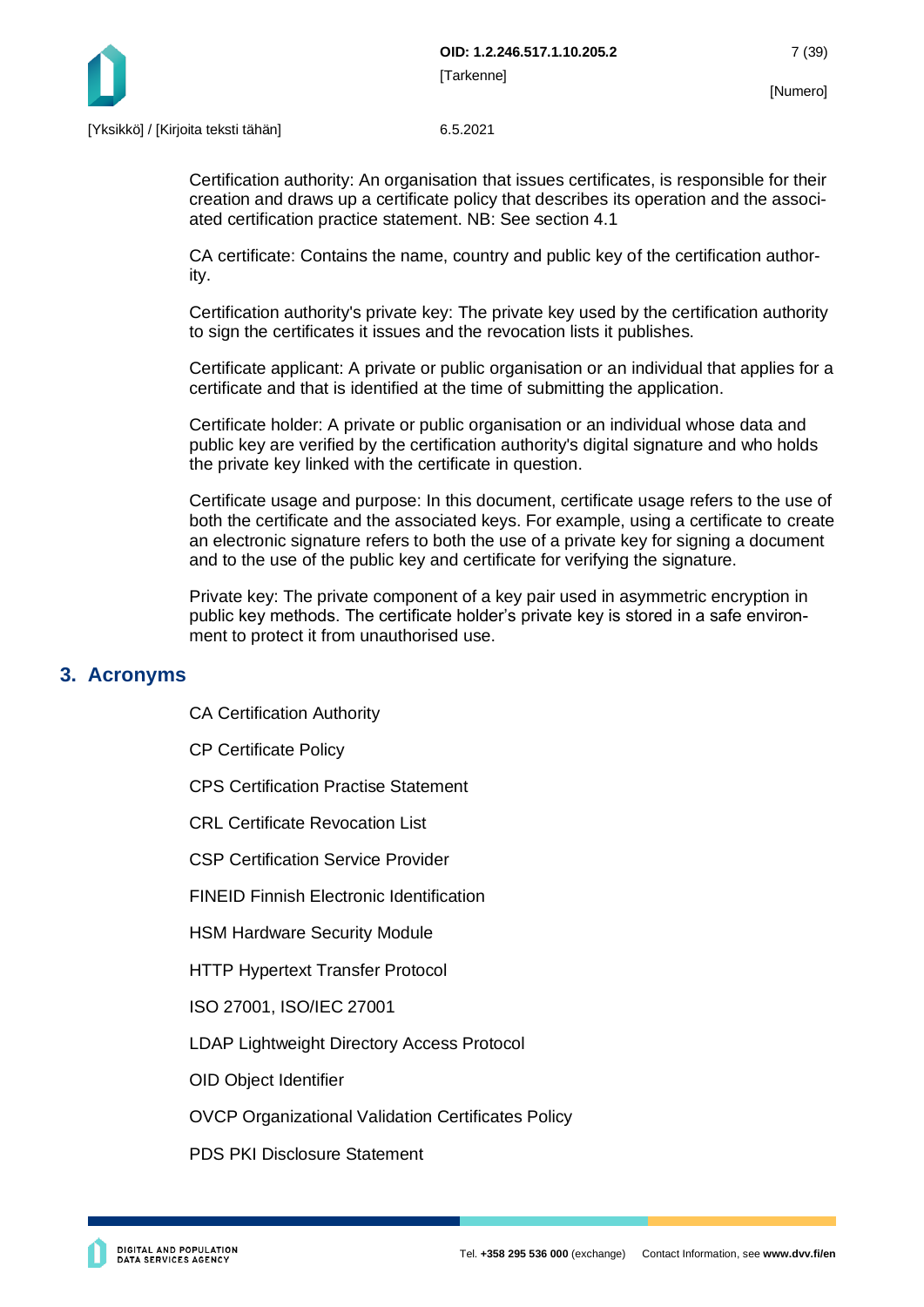Certification authority: An organisation that issues certificates, is responsible for their creation and draws up a certificate policy that describes its operation and the associated certification practice statement. NB: See section 4.1

CA certificate: Contains the name, country and public key of the certification authority.

Certification authority's private key: The private key used by the certification authority to sign the certificates it issues and the revocation lists it publishes.

Certificate applicant: A private or public organisation or an individual that applies for a certificate and that is identified at the time of submitting the application.

Certificate holder: A private or public organisation or an individual whose data and public key are verified by the certification authority's digital signature and who holds the private key linked with the certificate in question.

Certificate usage and purpose: In this document, certificate usage refers to the use of both the certificate and the associated keys. For example, using a certificate to create an electronic signature refers to both the use of a private key for signing a document and to the use of the public key and certificate for verifying the signature.

Private key: The private component of a key pair used in asymmetric encryption in public key methods. The certificate holder's private key is stored in a safe environment to protect it from unauthorised use.

## 3. Acronyms

CA Certification Authority

CP Certificate Policy

CPS Certification Practise Statement

CRL Certificate Revocation List

CSP Certification Service Provider

FINEID Finnish Electronic Identification

HSM Hardware Security Module

HTTP Hypertext Transfer Protocol

ISO 27001, ISO/IEC 27001

LDAP Lightweight Directory Access Protocol

OID Object Identifier

OVCP Organizational Validation Certificates Policy

PDS PKI Disclosure Statement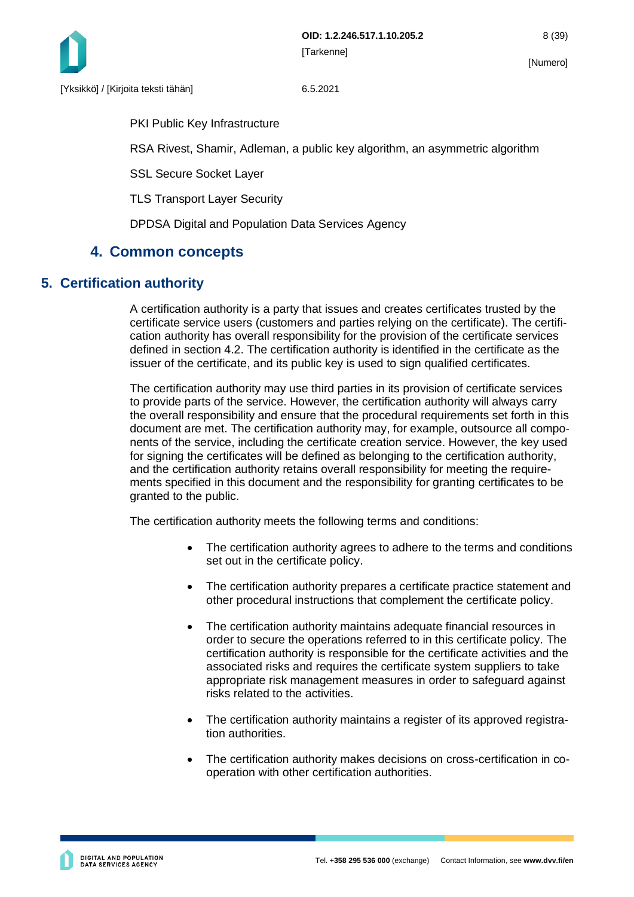PKI Public Key Infrastructure

RSA Rivest, Shamir, Adleman, a public key algorithm, an asymmetric algorithm

SSL Secure Socket Layer

TLS Transport Layer Security

DPDSA Digital and Population Data Services Agency

## 4. Common concepts

# 5. Certification authority

A certification authority is a party that issues and creates certificates trusted by the certificate service users (customers and parties relying on the certificate). The certification authority has overall responsibility for the provision of the certificate services defined in section 4.2. The certification authority is identified in the certificate as the issuer of the certificate, and its public key is used to sign qualified certificates.

The certification authority may use third parties in its provision of certificate services to provide parts of the service. However, the certification authority will always carry the overall responsibility and ensure that the procedural requirements set forth in this document are met. The certification authority may, for example, outsource all components of the service, including the certificate creation service. However, the key used for signing the certificates will be defined as belonging to the certification authority, and the certification authority retains overall responsibility for meeting the requirements specified in this document and the responsibility for granting certificates to be granted to the public.

The certification authority meets the following terms and conditions:

- The certification authority agrees to adhere to the terms and conditions set out in the certificate policy.
- The certification authority prepares a certificate practice statement and other procedural instructions that complement the certificate policy.
- The certification authority maintains adequate financial resources in order to secure the operations referred to in this certificate policy. The certification authority is responsible for the certificate activities and the associated risks and requires the certificate system suppliers to take appropriate risk management measures in order to safeguard against risks related to the activities.
- The certification authority maintains a register of its approved registration authorities.
- The certification authority makes decisions on cross-certification in co-operation with other certification authorities.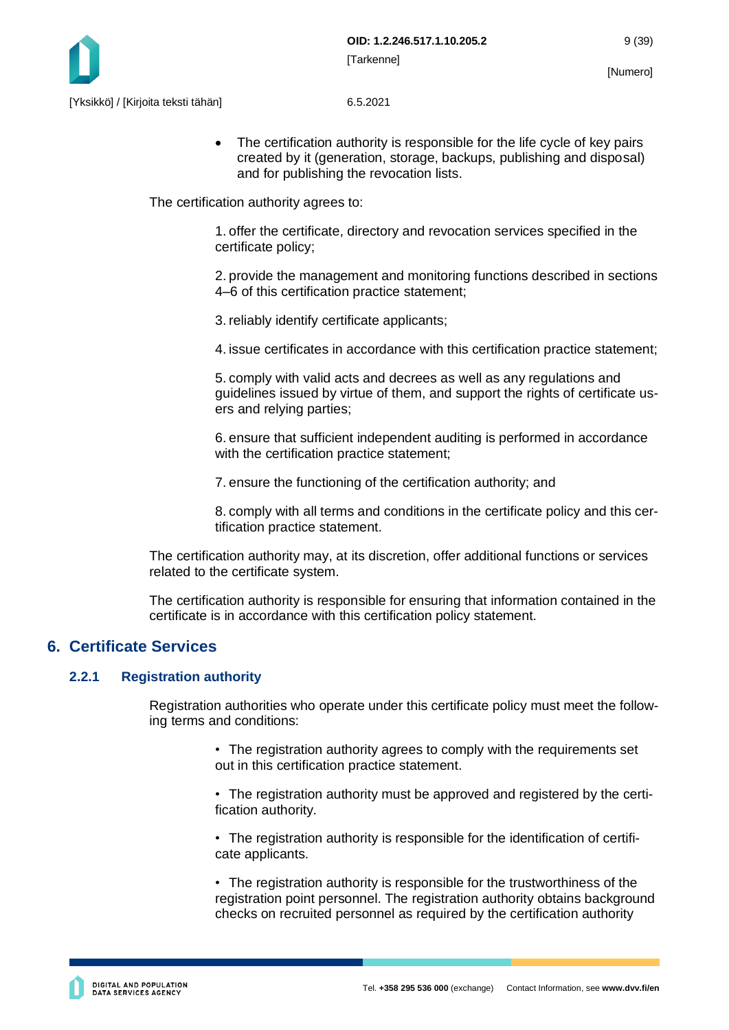- The certification authority is responsible for the life cycle of key pairs created by it (generation, storage, backups, publishing and disposal) and for publishing the revocation lists.

The certification authority agrees to:

1. offer the certificate, directory and revocation services specified in the certificate policy;

2. provide the management and monitoring functions described in sections 4–6 of this certification practice statement;

3. reliably identify certificate applicants;

4. issue certificates in accordance with this certification practice statement;

5. comply with valid acts and decrees as well as any regulations and guidelines issued by virtue of them, and support the rights of certificate users and relying parties;

6. ensure that sufficient independent auditing is performed in accordance with the certification practice statement;

7. ensure the functioning of the certification authority; and

8. comply with all terms and conditions in the certificate policy and this certification practice statement.

The certification authority may, at its discretion, offer additional functions or services related to the certificate system.

The certification authority is responsible for ensuring that information contained in the certificate is in accordance with this certification policy statement.

# 6. Certificate Services

## 2.2.1 Registration authority

Registration authorities who operate under this certificate policy must meet the following terms and conditions:

- The registration authority agrees to comply with the requirements set out in this certification practice statement.

- The registration authority must be approved and registered by the certification authority.

- The registration authority is responsible for the identification of certificate applicants.

- The registration authority is responsible for the trustworthiness of the registration point personnel. The registration authority obtains background checks on recruited personnel as required by the certification authority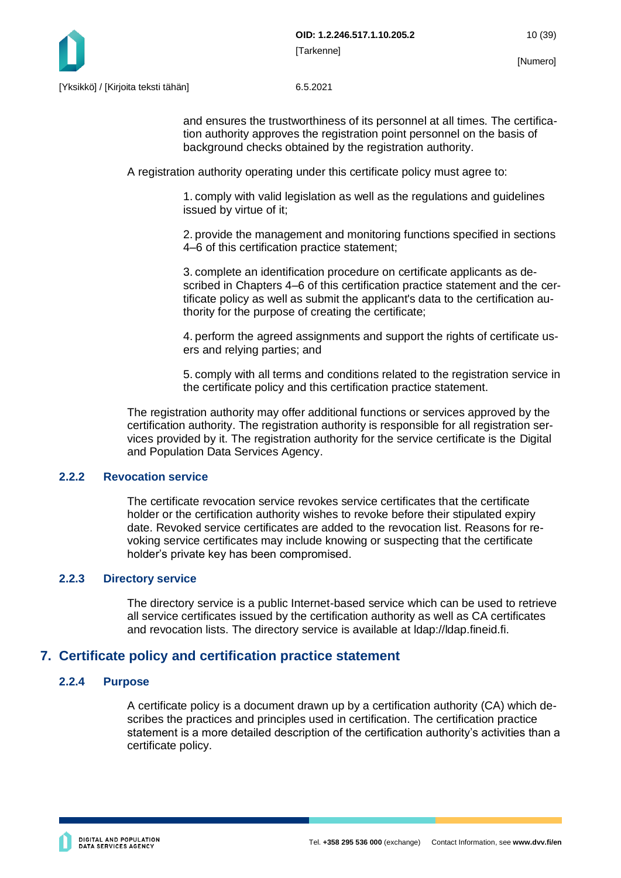and ensures the trustworthiness of its personnel at all times. The certification authority approves the registration point personnel on the basis of background checks obtained by the registration authority.

A registration authority operating under this certificate policy must agree to:

1. comply with valid legislation as well as the regulations and guidelines issued by virtue of it;

2. provide the management and monitoring functions specified in sections 4–6 of this certification practice statement;

3. complete an identification procedure on certificate applicants as described in Chapters 4–6 of this certification practice statement and the certificate policy as well as submit the applicant's data to the certification authority for the purpose of creating the certificate;

4. perform the agreed assignments and support the rights of certificate users and relying parties; and

5. comply with all terms and conditions related to the registration service in the certificate policy and this certification practice statement.

The registration authority may offer additional functions or services approved by the certification authority. The registration authority is responsible for all registration services provided by it. The registration authority for the service certificate is the Digital and Population Data Services Agency.

### 2.2.2 Revocation service

The certificate revocation service revokes service certificates that the certificate holder or the certification authority wishes to revoke before their stipulated expiry date. Revoked service certificates are added to the revocation list. Reasons for revoking service certificates may include knowing or suspecting that the certificate holder’s private key has been compromised.

### 2.2.3 Directory service

The directory service is a public Internet-based service which can be used to retrieve all service certificates issued by the certification authority as well as CA certificates and revocation lists. The directory service is available at ldap://ldap.fineid.fi.

## 7. Certificate policy and certification practice statement

### 2.2.4 Purpose

A certificate policy is a document drawn up by a certification authority (CA) which describes the practices and principles used in certification. The certification practice statement is a more detailed description of the certification authority’s activities than a certificate policy.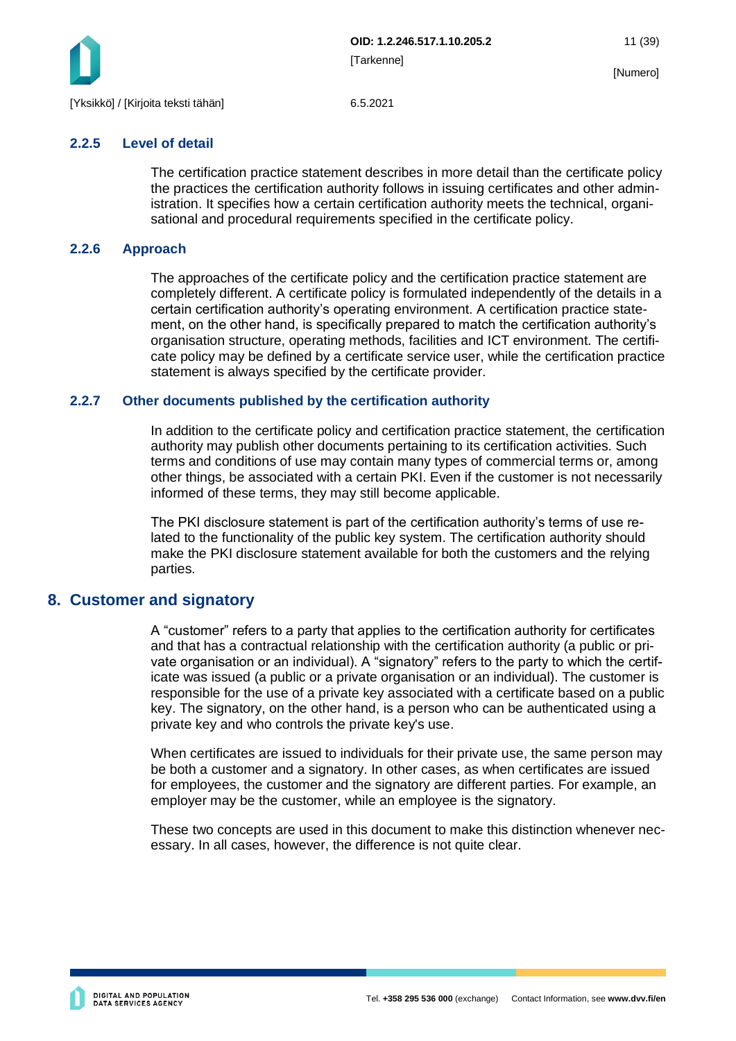### 2.2.5 Level of detail

The certification practice statement describes in more detail than the certificate policy the practices the certification authority follows in issuing certificates and other administration. It specifies how a certain certification authority meets the technical, organisational and procedural requirements specified in the certificate policy.

### 2.2.6 Approach

The approaches of the certificate policy and the certification practice statement are completely different. A certificate policy is formulated independently of the details in a certain certification authority's operating environment. A certification practice statement, on the other hand, is specifically prepared to match the certification authority's organisation structure, operating methods, facilities and ICT environment. The certificate policy may be defined by a certificate service user, while the certification practice statement is always specified by the certificate provider.

### 2.2.7 Other documents published by the certification authority

In addition to the certificate policy and certification practice statement, the certification authority may publish other documents pertaining to its certification activities. Such terms and conditions of use may contain many types of commercial terms or, among other things, be associated with a certain PKI. Even if the customer is not necessarily informed of these terms, they may still become applicable.

The PKI disclosure statement is part of the certification authority's terms of use related to the functionality of the public key system. The certification authority should make the PKI disclosure statement available for both the customers and the relying parties.

## 8. Customer and signatory

A "customer" refers to a party that applies to the certification authority for certificates and that has a contractual relationship with the certification authority (a public or private organisation or an individual). A "signatory" refers to the party to which the certificate was issued (a public or a private organisation or an individual). The customer is responsible for the use of a private key associated with a certificate based on a public key. The signatory, on the other hand, is a person who can be authenticated using a private key and who controls the private key's use.

When certificates are issued to individuals for their private use, the same person may be both a customer and a signatory. In other cases, as when certificates are issued for employees, the customer and the signatory are different parties. For example, an employer may be the customer, while an employee is the signatory.

These two concepts are used in this document to make this distinction whenever necessary. In all cases, however, the difference is not quite clear.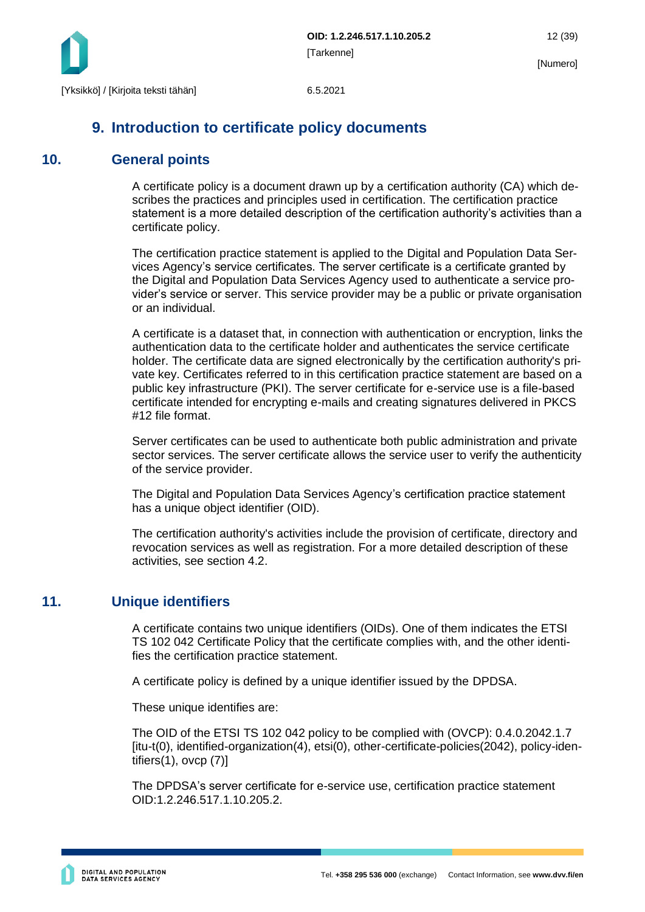# 9. Introduction to certificate policy documents

## 10. General points

A certificate policy is a document drawn up by a certification authority (CA) which describes the practices and principles used in certification. The certification practice statement is a more detailed description of the certification authority's activities than a certificate policy.

The certification practice statement is applied to the Digital and Population Data Services Agency's service certificates. The server certificate is a certificate granted by the Digital and Population Data Services Agency used to authenticate a service provider's service or server. This service provider may be a public or private organisation or an individual.

A certificate is a dataset that, in connection with authentication or encryption, links the authentication data to the certificate holder and authenticates the service certificate holder. The certificate data are signed electronically by the certification authority's private key. Certificates referred to in this certification practice statement are based on a public key infrastructure (PKI). The server certificate for e-service use is a file-based certificate intended for encrypting e-mails and creating signatures delivered in PKCS #12 file format.

Server certificates can be used to authenticate both public administration and private sector services. The server certificate allows the service user to verify the authenticity of the service provider.

The Digital and Population Data Services Agency's certification practice statement has a unique object identifier (OID).

The certification authority's activities include the provision of certificate, directory and revocation services as well as registration. For a more detailed description of these activities, see section 4.2.

## 11. Unique identifiers

A certificate contains two unique identifiers (OIDs). One of them indicates the ETSI TS 102 042 Certificate Policy that the certificate complies with, and the other identifies the certification practice statement.

A certificate policy is defined by a unique identifier issued by the DPDSA.

These unique identifies are:

The OID of the ETSI TS 102 042 policy to be complied with (OVCP): 0.4.0.2042.1.7 [itu-t(0), identified-organization(4), etsi(0), other-certificate-policies(2042), policy-identifiers(1), ovcp (7)]

The DPDSA's server certificate for e-service use, certification practice statement OID:1.2.246.517.1.10.205.2.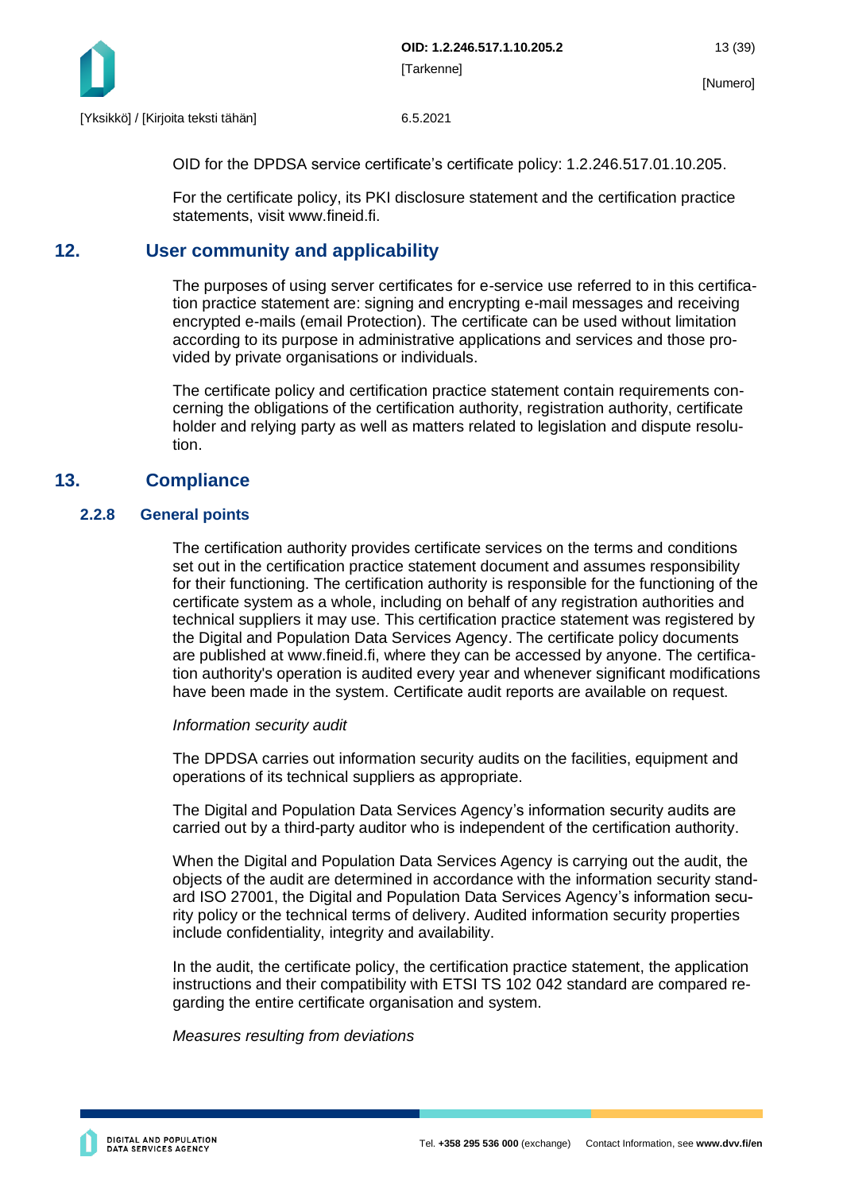OID for the DPDSA service certificate's certificate policy: 1.2.246.517.01.10.205.

For the certificate policy, its PKI disclosure statement and the certification practice statements, visit www.fineid.fi.

## 12. User community and applicability

The purposes of using server certificates for e-service use referred to in this certification practice statement are: signing and encrypting e-mail messages and receiving encrypted e-mails (email Protection). The certificate can be used without limitation according to its purpose in administrative applications and services and those provided by private organisations or individuals.

The certificate policy and certification practice statement contain requirements concerning the obligations of the certification authority, registration authority, certificate holder and relying party as well as matters related to legislation and dispute resolution.

## 13. Compliance

### 2.2.8 General points

The certification authority provides certificate services on the terms and conditions set out in the certification practice statement document and assumes responsibility for their functioning. The certification authority is responsible for the functioning of the certificate system as a whole, including on behalf of any registration authorities and technical suppliers it may use. This certification practice statement was registered by the Digital and Population Data Services Agency. The certificate policy documents are published at www.fineid.fi, where they can be accessed by anyone. The certification authority's operation is audited every year and whenever significant modifications have been made in the system. Certificate audit reports are available on request.

*Information security audit*

The DPDSA carries out information security audits on the facilities, equipment and operations of its technical suppliers as appropriate.

The Digital and Population Data Services Agency's information security audits are carried out by a third-party auditor who is independent of the certification authority.

When the Digital and Population Data Services Agency is carrying out the audit, the objects of the audit are determined in accordance with the information security standard ISO 27001, the Digital and Population Data Services Agency's information security policy or the technical terms of delivery. Audited information security properties include confidentiality, integrity and availability.

In the audit, the certificate policy, the certification practice statement, the application instructions and their compatibility with ETSI TS 102 042 standard are compared regarding the entire certificate organisation and system.

*Measures resulting from deviations*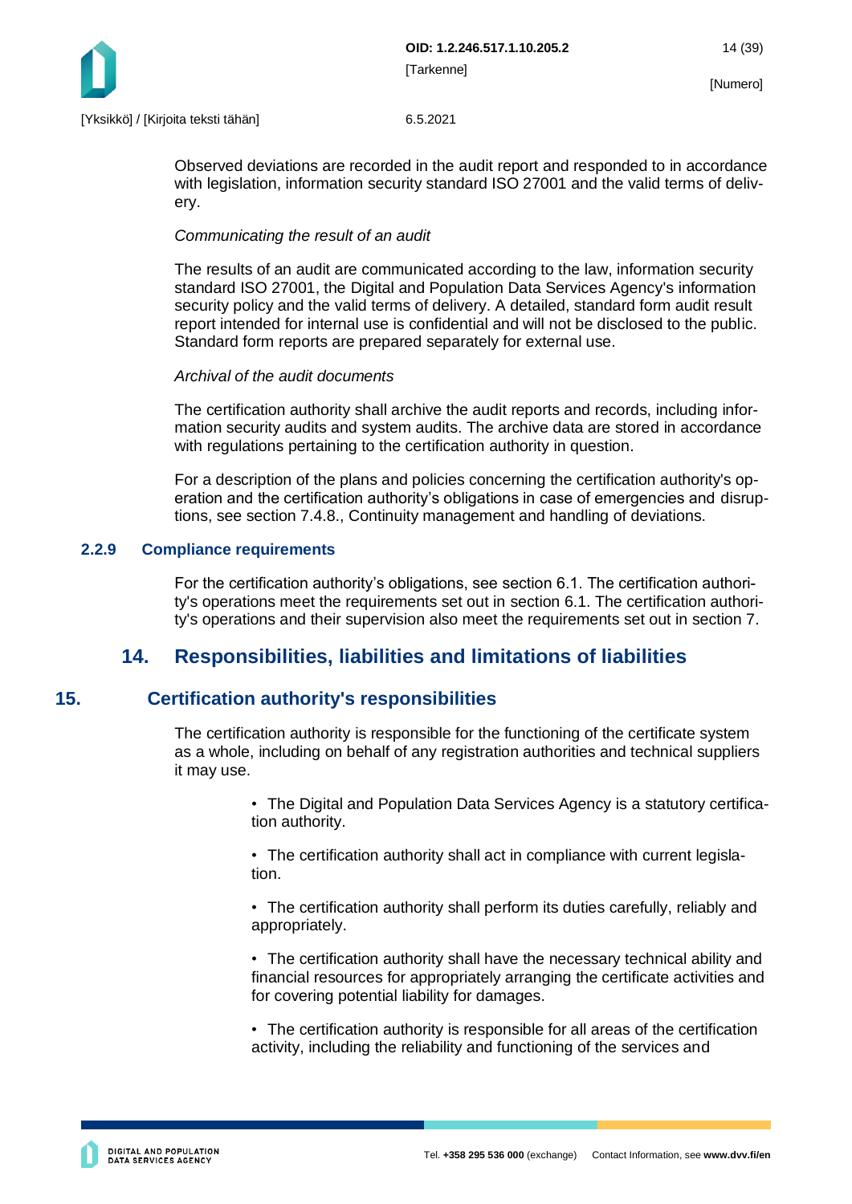Observed deviations are recorded in the audit report and responded to in accordance with legislation, information security standard ISO 27001 and the valid terms of delivery.

*Communicating the result of an audit*

The results of an audit are communicated according to the law, information security standard ISO 27001, the Digital and Population Data Services Agency's information security policy and the valid terms of delivery. A detailed, standard form audit result report intended for internal use is confidential and will not be disclosed to the public. Standard form reports are prepared separately for external use.

*Archival of the audit documents*

The certification authority shall archive the audit reports and records, including information security audits and system audits. The archive data are stored in accordance with regulations pertaining to the certification authority in question.

For a description of the plans and policies concerning the certification authority's operation and the certification authority's obligations in case of emergencies and disruptions, see section 7.4.8., Continuity management and handling of deviations.

### 2.2.9 Compliance requirements

For the certification authority's obligations, see section 6.1. The certification authority's operations meet the requirements set out in section 6.1. The certification authority's operations and their supervision also meet the requirements set out in section 7.

# 14. Responsibilities, liabilities and limitations of liabilities

# 15. Certification authority's responsibilities

The certification authority is responsible for the functioning of the certificate system as a whole, including on behalf of any registration authorities and technical suppliers it may use.

- The Digital and Population Data Services Agency is a statutory certification authority.
- The certification authority shall act in compliance with current legislation.
- The certification authority shall perform its duties carefully, reliably and appropriately.
- The certification authority shall have the necessary technical ability and financial resources for appropriately arranging the certificate activities and for covering potential liability for damages.
- The certification authority is responsible for all areas of the certification activity, including the reliability and functioning of the services and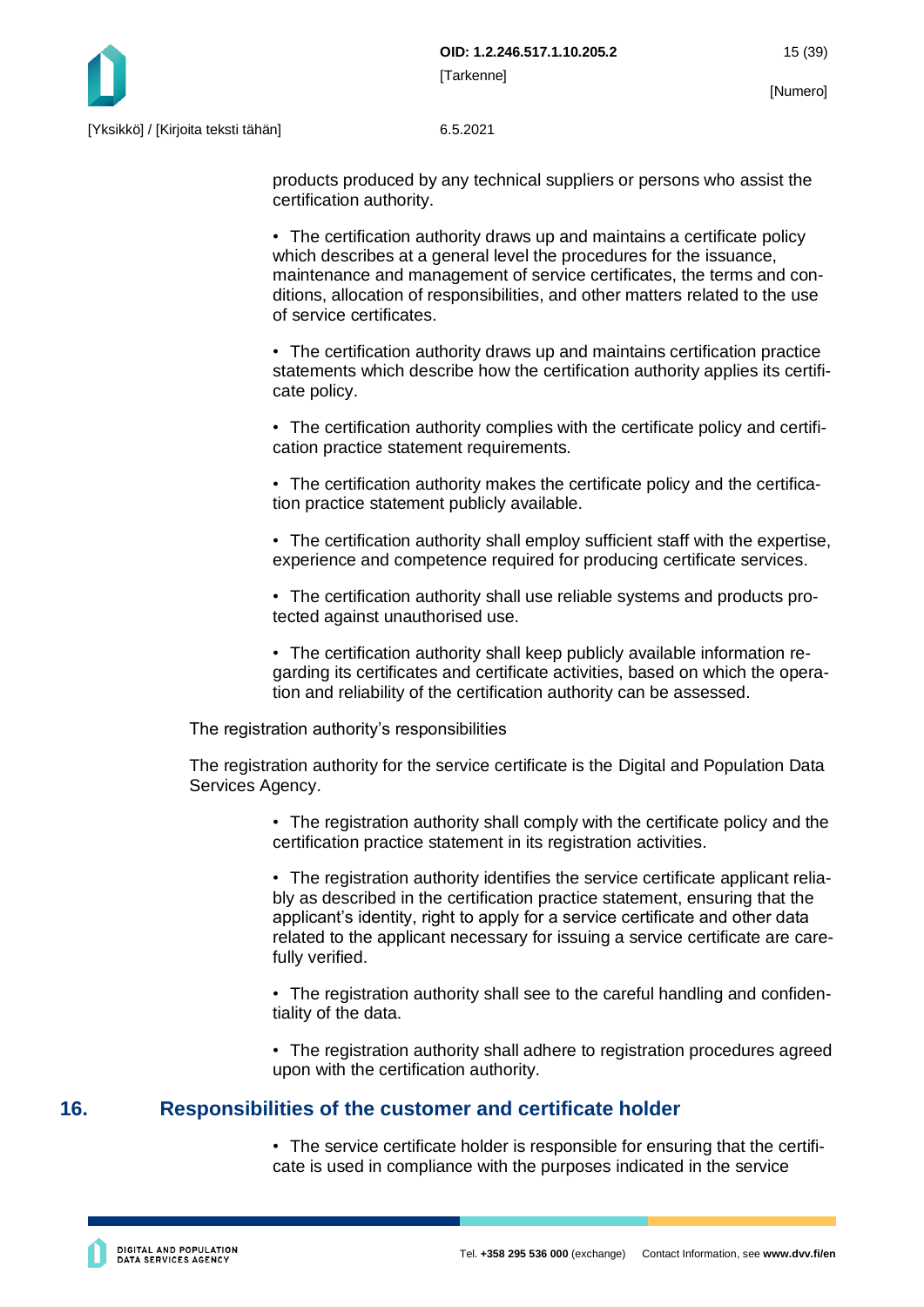products produced by any technical suppliers or persons who assist the certification authority.

- The certification authority draws up and maintains a certificate policy which describes at a general level the procedures for the issuance, maintenance and management of service certificates, the terms and conditions, allocation of responsibilities, and other matters related to the use of service certificates.

- The certification authority draws up and maintains certification practice statements which describe how the certification authority applies its certificate policy.

- The certification authority complies with the certificate policy and certification practice statement requirements.

- The certification authority makes the certificate policy and the certification practice statement publicly available.

- The certification authority shall employ sufficient staff with the expertise, experience and competence required for producing certificate services.

- The certification authority shall use reliable systems and products protected against unauthorised use.

- The certification authority shall keep publicly available information regarding its certificates and certificate activities, based on which the operation and reliability of the certification authority can be assessed.

The registration authority's responsibilities

The registration authority for the service certificate is the Digital and Population Data Services Agency.

- The registration authority shall comply with the certificate policy and the certification practice statement in its registration activities.

- The registration authority identifies the service certificate applicant reliably as described in the certification practice statement, ensuring that the applicant's identity, right to apply for a service certificate and other data related to the applicant necessary for issuing a service certificate are carefully verified.

- The registration authority shall see to the careful handling and confidentiality of the data.

- The registration authority shall adhere to registration procedures agreed upon with the certification authority.

## 16. Responsibilities of the customer and certificate holder

- The service certificate holder is responsible for ensuring that the certificate is used in compliance with the purposes indicated in the service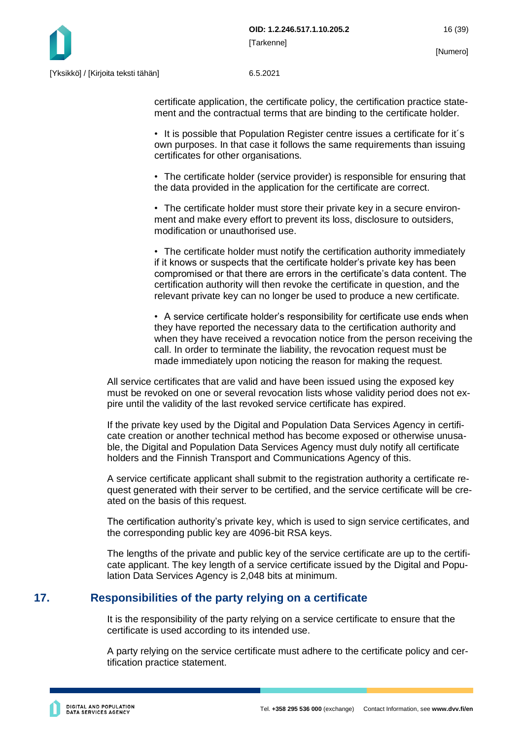certificate application, the certificate policy, the certification practice statement and the contractual terms that are binding to the certificate holder.

- It is possible that Population Register centre issues a certificate for it´s own purposes. In that case it follows the same requirements than issuing certificates for other organisations.

- The certificate holder (service provider) is responsible for ensuring that the data provided in the application for the certificate are correct.

- The certificate holder must store their private key in a secure environment and make every effort to prevent its loss, disclosure to outsiders, modification or unauthorised use.

- The certificate holder must notify the certification authority immediately if it knows or suspects that the certificate holder's private key has been compromised or that there are errors in the certificate's data content. The certification authority will then revoke the certificate in question, and the relevant private key can no longer be used to produce a new certificate.

- A service certificate holder's responsibility for certificate use ends when they have reported the necessary data to the certification authority and when they have received a revocation notice from the person receiving the call. In order to terminate the liability, the revocation request must be made immediately upon noticing the reason for making the request.

All service certificates that are valid and have been issued using the exposed key must be revoked on one or several revocation lists whose validity period does not expire until the validity of the last revoked service certificate has expired.

If the private key used by the Digital and Population Data Services Agency in certificate creation or another technical method has become exposed or otherwise unusable, the Digital and Population Data Services Agency must duly notify all certificate holders and the Finnish Transport and Communications Agency of this.

A service certificate applicant shall submit to the registration authority a certificate request generated with their server to be certified, and the service certificate will be created on the basis of this request.

The certification authority's private key, which is used to sign service certificates, and the corresponding public key are 4096-bit RSA keys.

The lengths of the private and public key of the service certificate are up to the certificate applicant. The key length of a service certificate issued by the Digital and Population Data Services Agency is 2,048 bits at minimum.

# 17. Responsibilities of the party relying on a certificate

It is the responsibility of the party relying on a service certificate to ensure that the certificate is used according to its intended use.

A party relying on the service certificate must adhere to the certificate policy and certification practice statement.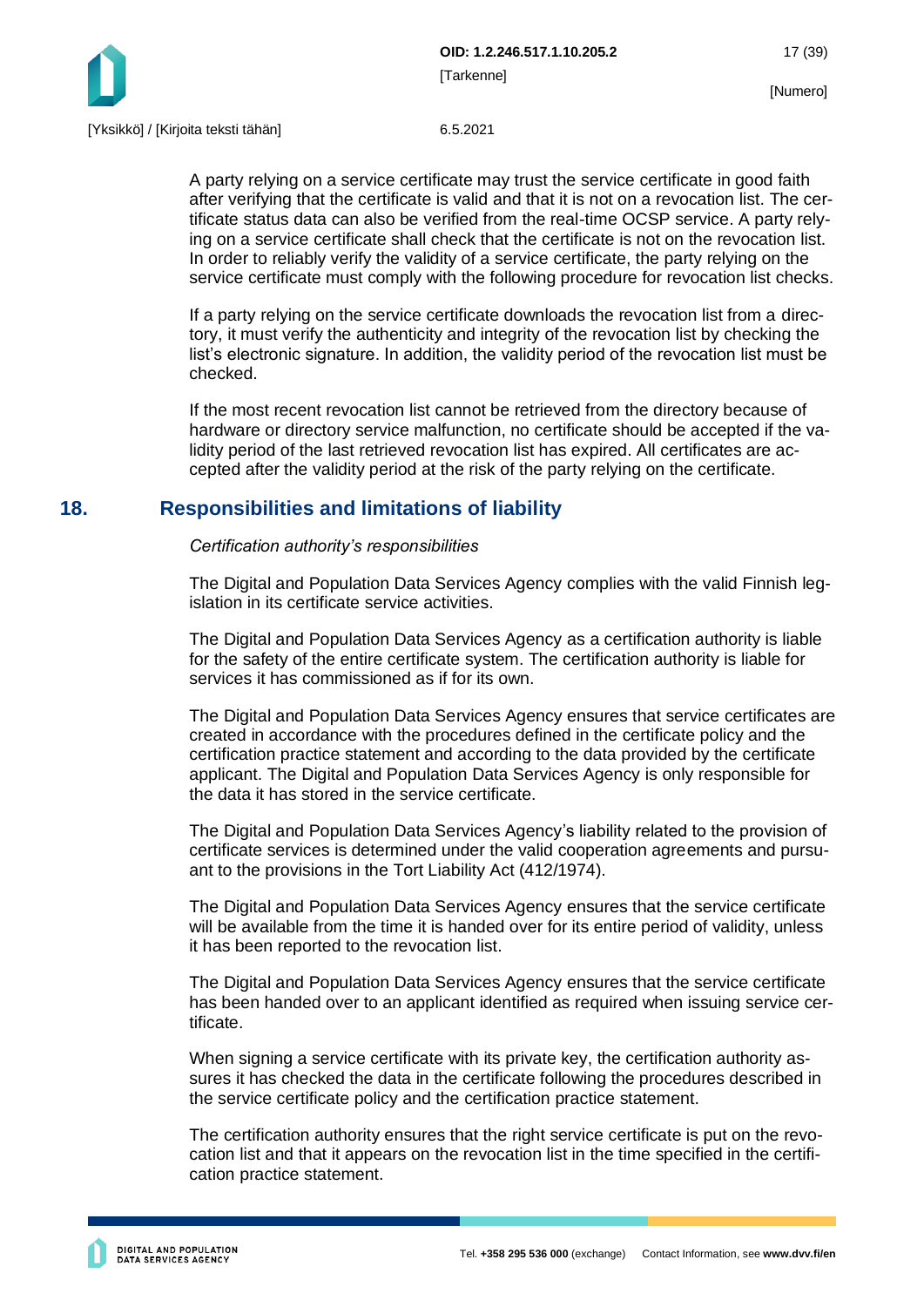A party relying on a service certificate may trust the service certificate in good faith after verifying that the certificate is valid and that it is not on a revocation list. The certificate status data can also be verified from the real-time OCSP service. A party relying on a service certificate shall check that the certificate is not on the revocation list. In order to reliably verify the validity of a service certificate, the party relying on the service certificate must comply with the following procedure for revocation list checks.

If a party relying on the service certificate downloads the revocation list from a directory, it must verify the authenticity and integrity of the revocation list by checking the list's electronic signature. In addition, the validity period of the revocation list must be checked.

If the most recent revocation list cannot be retrieved from the directory because of hardware or directory service malfunction, no certificate should be accepted if the validity period of the last retrieved revocation list has expired. All certificates are accepted after the validity period at the risk of the party relying on the certificate.

# 18. Responsibilities and limitations of liability

*Certification authority's responsibilities*

The Digital and Population Data Services Agency complies with the valid Finnish legislation in its certificate service activities.

The Digital and Population Data Services Agency as a certification authority is liable for the safety of the entire certificate system. The certification authority is liable for services it has commissioned as if for its own.

The Digital and Population Data Services Agency ensures that service certificates are created in accordance with the procedures defined in the certificate policy and the certification practice statement and according to the data provided by the certificate applicant. The Digital and Population Data Services Agency is only responsible for the data it has stored in the service certificate.

The Digital and Population Data Services Agency's liability related to the provision of certificate services is determined under the valid cooperation agreements and pursuant to the provisions in the Tort Liability Act (412/1974).

The Digital and Population Data Services Agency ensures that the service certificate will be available from the time it is handed over for its entire period of validity, unless it has been reported to the revocation list.

The Digital and Population Data Services Agency ensures that the service certificate has been handed over to an applicant identified as required when issuing service certificate.

When signing a service certificate with its private key, the certification authority assures it has checked the data in the certificate following the procedures described in the service certificate policy and the certification practice statement.

The certification authority ensures that the right service certificate is put on the revocation list and that it appears on the revocation list in the time specified in the certification practice statement.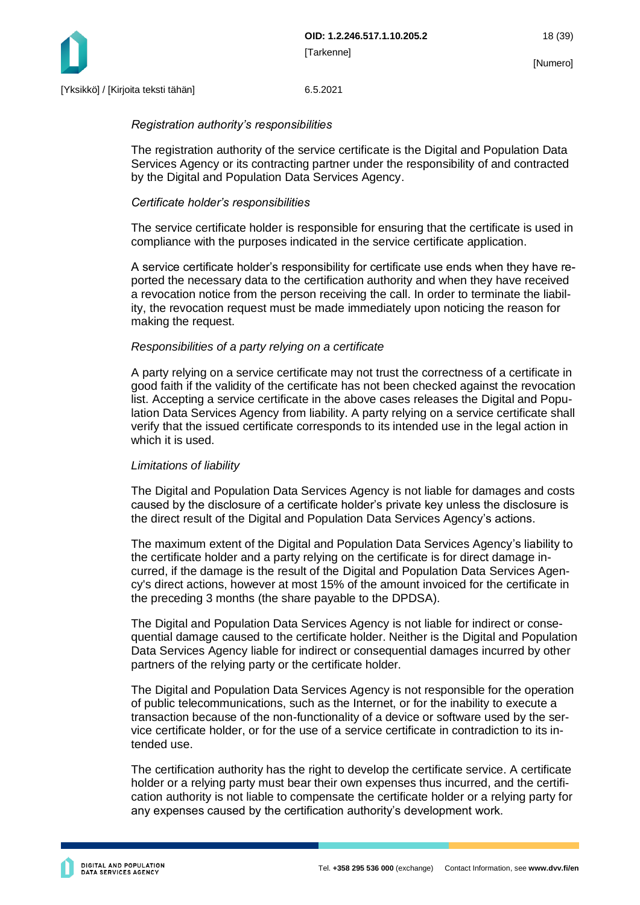*Registration authority's responsibilities*

The registration authority of the service certificate is the Digital and Population Data Services Agency or its contracting partner under the responsibility of and contracted by the Digital and Population Data Services Agency.

*Certificate holder's responsibilities*

The service certificate holder is responsible for ensuring that the certificate is used in compliance with the purposes indicated in the service certificate application.

A service certificate holder's responsibility for certificate use ends when they have reported the necessary data to the certification authority and when they have received a revocation notice from the person receiving the call. In order to terminate the liability, the revocation request must be made immediately upon noticing the reason for making the request.

*Responsibilities of a party relying on a certificate*

A party relying on a service certificate may not trust the correctness of a certificate in good faith if the validity of the certificate has not been checked against the revocation list. Accepting a service certificate in the above cases releases the Digital and Population Data Services Agency from liability. A party relying on a service certificate shall verify that the issued certificate corresponds to its intended use in the legal action in which it is used.

*Limitations of liability*

The Digital and Population Data Services Agency is not liable for damages and costs caused by the disclosure of a certificate holder's private key unless the disclosure is the direct result of the Digital and Population Data Services Agency's actions.

The maximum extent of the Digital and Population Data Services Agency's liability to the certificate holder and a party relying on the certificate is for direct damage incurred, if the damage is the result of the Digital and Population Data Services Agency's direct actions, however at most 15% of the amount invoiced for the certificate in the preceding 3 months (the share payable to the DPDSA).

The Digital and Population Data Services Agency is not liable for indirect or consequential damage caused to the certificate holder. Neither is the Digital and Population Data Services Agency liable for indirect or consequential damages incurred by other partners of the relying party or the certificate holder.

The Digital and Population Data Services Agency is not responsible for the operation of public telecommunications, such as the Internet, or for the inability to execute a transaction because of the non-functionality of a device or software used by the service certificate holder, or for the use of a service certificate in contradiction to its intended use.

The certification authority has the right to develop the certificate service. A certificate holder or a relying party must bear their own expenses thus incurred, and the certification authority is not liable to compensate the certificate holder or a relying party for any expenses caused by the certification authority's development work.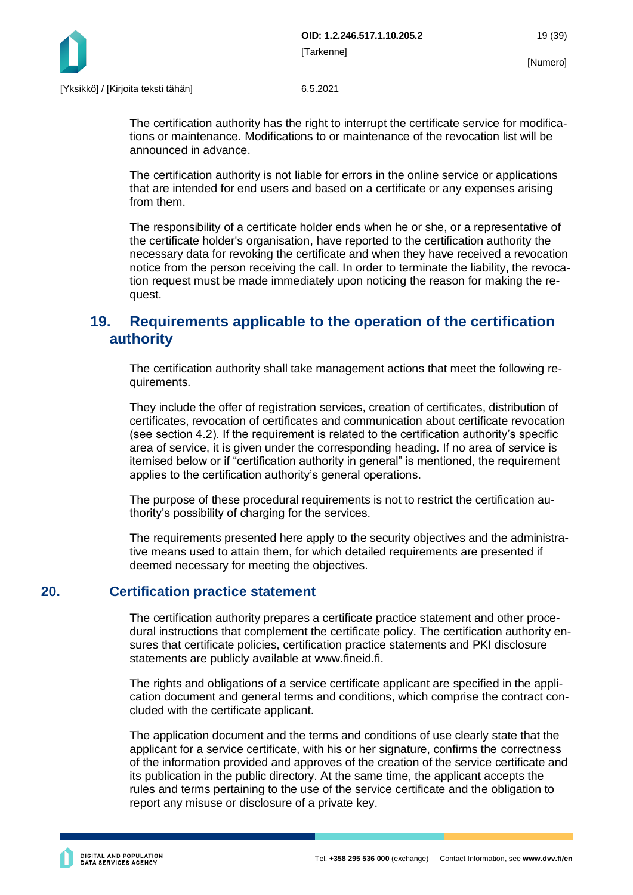The certification authority has the right to interrupt the certificate service for modifications or maintenance. Modifications to or maintenance of the revocation list will be announced in advance.

The certification authority is not liable for errors in the online service or applications that are intended for end users and based on a certificate or any expenses arising from them.

The responsibility of a certificate holder ends when he or she, or a representative of the certificate holder's organisation, have reported to the certification authority the necessary data for revoking the certificate and when they have received a revocation notice from the person receiving the call. In order to terminate the liability, the revocation request must be made immediately upon noticing the reason for making the request.

## 19. Requirements applicable to the operation of the certification authority

The certification authority shall take management actions that meet the following requirements.

They include the offer of registration services, creation of certificates, distribution of certificates, revocation of certificates and communication about certificate revocation (see section 4.2). If the requirement is related to the certification authority's specific area of service, it is given under the corresponding heading. If no area of service is itemised below or if "certification authority in general" is mentioned, the requirement applies to the certification authority's general operations.

The purpose of these procedural requirements is not to restrict the certification authority's possibility of charging for the services.

The requirements presented here apply to the security objectives and the administrative means used to attain them, for which detailed requirements are presented if deemed necessary for meeting the objectives.

## 20. Certification practice statement

The certification authority prepares a certificate practice statement and other procedural instructions that complement the certificate policy. The certification authority ensures that certificate policies, certification practice statements and PKI disclosure statements are publicly available at www.fineid.fi.

The rights and obligations of a service certificate applicant are specified in the application document and general terms and conditions, which comprise the contract concluded with the certificate applicant.

The application document and the terms and conditions of use clearly state that the applicant for a service certificate, with his or her signature, confirms the correctness of the information provided and approves of the creation of the service certificate and its publication in the public directory. At the same time, the applicant accepts the rules and terms pertaining to the use of the service certificate and the obligation to report any misuse or disclosure of a private key.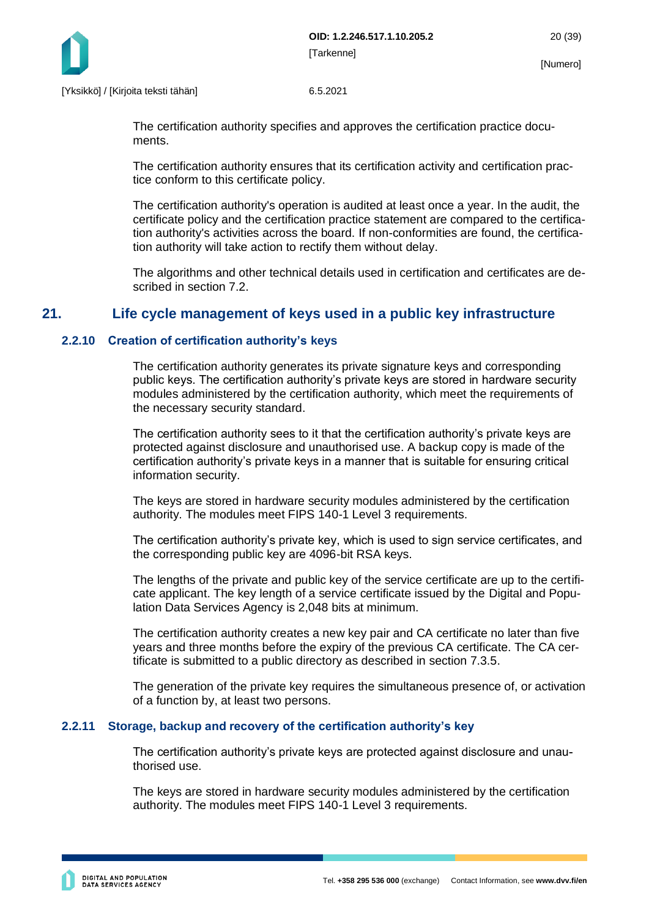The certification authority specifies and approves the certification practice documents.

The certification authority ensures that its certification activity and certification practice conform to this certificate policy.

The certification authority's operation is audited at least once a year. In the audit, the certificate policy and the certification practice statement are compared to the certification authority's activities across the board. If non-conformities are found, the certification authority will take action to rectify them without delay.

The algorithms and other technical details used in certification and certificates are described in section 7.2.

# 21. Life cycle management of keys used in a public key infrastructure

## 2.2.10 Creation of certification authority's keys

The certification authority generates its private signature keys and corresponding public keys. The certification authority's private keys are stored in hardware security modules administered by the certification authority, which meet the requirements of the necessary security standard.

The certification authority sees to it that the certification authority's private keys are protected against disclosure and unauthorised use. A backup copy is made of the certification authority's private keys in a manner that is suitable for ensuring critical information security.

The keys are stored in hardware security modules administered by the certification authority. The modules meet FIPS 140-1 Level 3 requirements.

The certification authority's private key, which is used to sign service certificates, and the corresponding public key are 4096-bit RSA keys.

The lengths of the private and public key of the service certificate are up to the certificate applicant. The key length of a service certificate issued by the Digital and Population Data Services Agency is 2,048 bits at minimum.

The certification authority creates a new key pair and CA certificate no later than five years and three months before the expiry of the previous CA certificate. The CA certificate is submitted to a public directory as described in section 7.3.5.

The generation of the private key requires the simultaneous presence of, or activation of a function by, at least two persons.

## 2.2.11 Storage, backup and recovery of the certification authority's key

The certification authority's private keys are protected against disclosure and unauthorised use.

The keys are stored in hardware security modules administered by the certification authority. The modules meet FIPS 140-1 Level 3 requirements.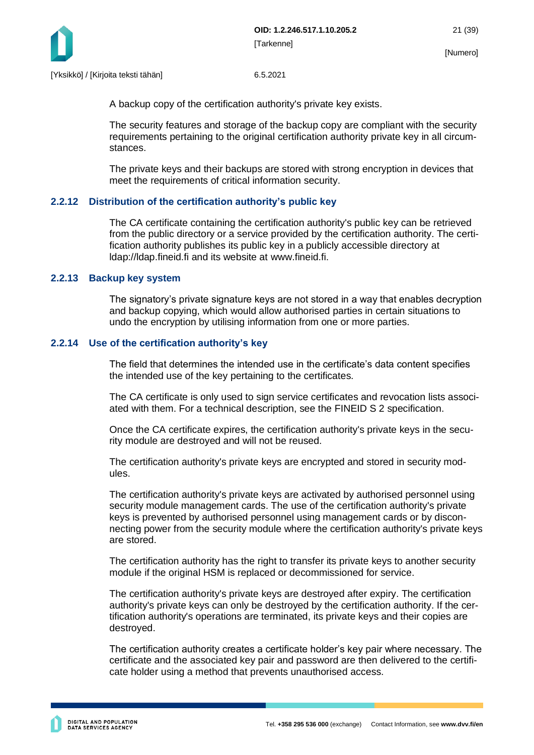A backup copy of the certification authority's private key exists.

The security features and storage of the backup copy are compliant with the security requirements pertaining to the original certification authority private key in all circumstances.

The private keys and their backups are stored with strong encryption in devices that meet the requirements of critical information security.

### 2.2.12 Distribution of the certification authority’s public key

The CA certificate containing the certification authority's public key can be retrieved from the public directory or a service provided by the certification authority. The certification authority publishes its public key in a publicly accessible directory at ldap://ldap.fineid.fi and its website at www.fineid.fi.

### 2.2.13 Backup key system

The signatory’s private signature keys are not stored in a way that enables decryption and backup copying, which would allow authorised parties in certain situations to undo the encryption by utilising information from one or more parties.

### 2.2.14 Use of the certification authority’s key

The field that determines the intended use in the certificate’s data content specifies the intended use of the key pertaining to the certificates.

The CA certificate is only used to sign service certificates and revocation lists associated with them. For a technical description, see the FINEID S 2 specification.

Once the CA certificate expires, the certification authority's private keys in the security module are destroyed and will not be reused.

The certification authority's private keys are encrypted and stored in security modules.

The certification authority's private keys are activated by authorised personnel using security module management cards. The use of the certification authority's private keys is prevented by authorised personnel using management cards or by disconnecting power from the security module where the certification authority's private keys are stored.

The certification authority has the right to transfer its private keys to another security module if the original HSM is replaced or decommissioned for service.

The certification authority's private keys are destroyed after expiry. The certification authority's private keys can only be destroyed by the certification authority. If the certification authority's operations are terminated, its private keys and their copies are destroyed.

The certification authority creates a certificate holder’s key pair where necessary. The certificate and the associated key pair and password are then delivered to the certificate holder using a method that prevents unauthorised access.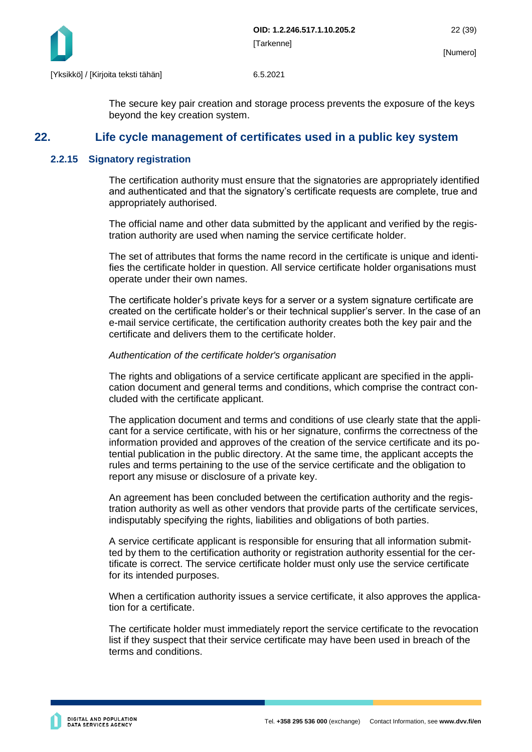The secure key pair creation and storage process prevents the exposure of the keys beyond the key creation system.

# 22. Life cycle management of certificates used in a public key system

## 2.2.15 Signatory registration

The certification authority must ensure that the signatories are appropriately identified and authenticated and that the signatory's certificate requests are complete, true and appropriately authorised.

The official name and other data submitted by the applicant and verified by the registration authority are used when naming the service certificate holder.

The set of attributes that forms the name record in the certificate is unique and identifies the certificate holder in question. All service certificate holder organisations must operate under their own names.

The certificate holder's private keys for a server or a system signature certificate are created on the certificate holder's or their technical supplier's server. In the case of an e-mail service certificate, the certification authority creates both the key pair and the certificate and delivers them to the certificate holder.

*Authentication of the certificate holder's organisation*

The rights and obligations of a service certificate applicant are specified in the application document and general terms and conditions, which comprise the contract concluded with the certificate applicant.

The application document and terms and conditions of use clearly state that the applicant for a service certificate, with his or her signature, confirms the correctness of the information provided and approves of the creation of the service certificate and its potential publication in the public directory. At the same time, the applicant accepts the rules and terms pertaining to the use of the service certificate and the obligation to report any misuse or disclosure of a private key.

An agreement has been concluded between the certification authority and the registration authority as well as other vendors that provide parts of the certificate services, indisputably specifying the rights, liabilities and obligations of both parties.

A service certificate applicant is responsible for ensuring that all information submitted by them to the certification authority or registration authority essential for the certificate is correct. The service certificate holder must only use the service certificate for its intended purposes.

When a certification authority issues a service certificate, it also approves the application for a certificate.

The certificate holder must immediately report the service certificate to the revocation list if they suspect that their service certificate may have been used in breach of the terms and conditions.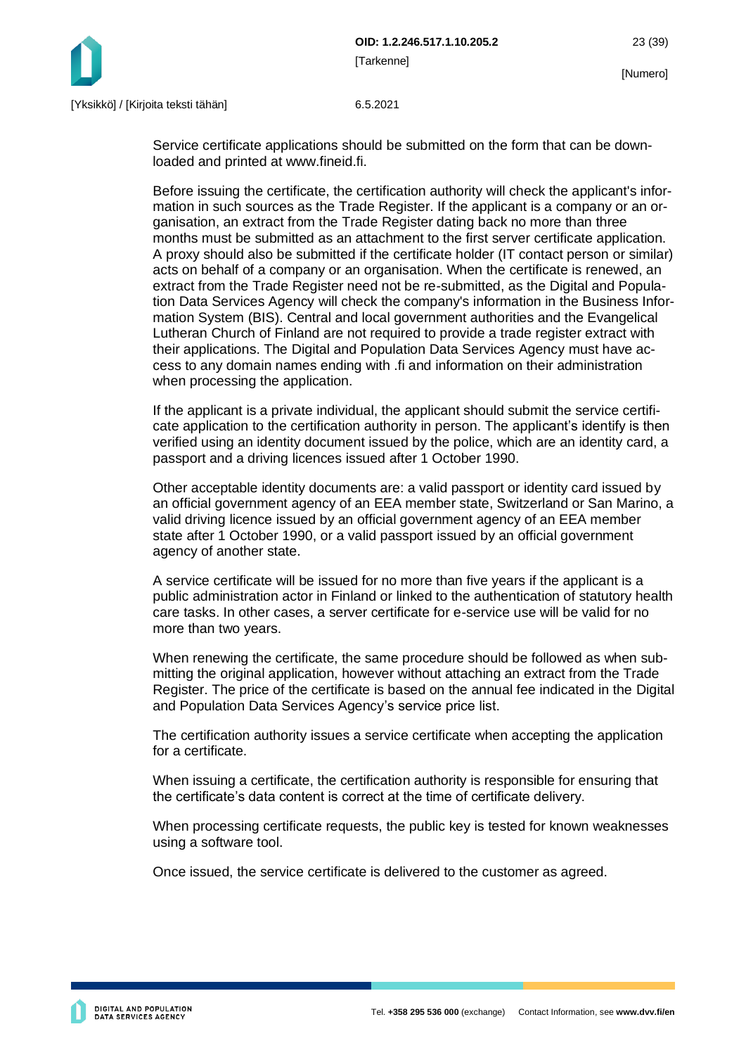Service certificate applications should be submitted on the form that can be downloaded and printed at www.fineid.fi.

Before issuing the certificate, the certification authority will check the applicant's information in such sources as the Trade Register. If the applicant is a company or an organisation, an extract from the Trade Register dating back no more than three months must be submitted as an attachment to the first server certificate application. A proxy should also be submitted if the certificate holder (IT contact person or similar) acts on behalf of a company or an organisation. When the certificate is renewed, an extract from the Trade Register need not be re-submitted, as the Digital and Population Data Services Agency will check the company's information in the Business Information System (BIS). Central and local government authorities and the Evangelical Lutheran Church of Finland are not required to provide a trade register extract with their applications. The Digital and Population Data Services Agency must have access to any domain names ending with .fi and information on their administration when processing the application.

If the applicant is a private individual, the applicant should submit the service certificate application to the certification authority in person. The applicant's identify is then verified using an identity document issued by the police, which are an identity card, a passport and a driving licences issued after 1 October 1990.

Other acceptable identity documents are: a valid passport or identity card issued by an official government agency of an EEA member state, Switzerland or San Marino, a valid driving licence issued by an official government agency of an EEA member state after 1 October 1990, or a valid passport issued by an official government agency of another state.

A service certificate will be issued for no more than five years if the applicant is a public administration actor in Finland or linked to the authentication of statutory health care tasks. In other cases, a server certificate for e-service use will be valid for no more than two years.

When renewing the certificate, the same procedure should be followed as when submitting the original application, however without attaching an extract from the Trade Register. The price of the certificate is based on the annual fee indicated in the Digital and Population Data Services Agency's service price list.

The certification authority issues a service certificate when accepting the application for a certificate.

When issuing a certificate, the certification authority is responsible for ensuring that the certificate's data content is correct at the time of certificate delivery.

When processing certificate requests, the public key is tested for known weaknesses using a software tool.

Once issued, the service certificate is delivered to the customer as agreed.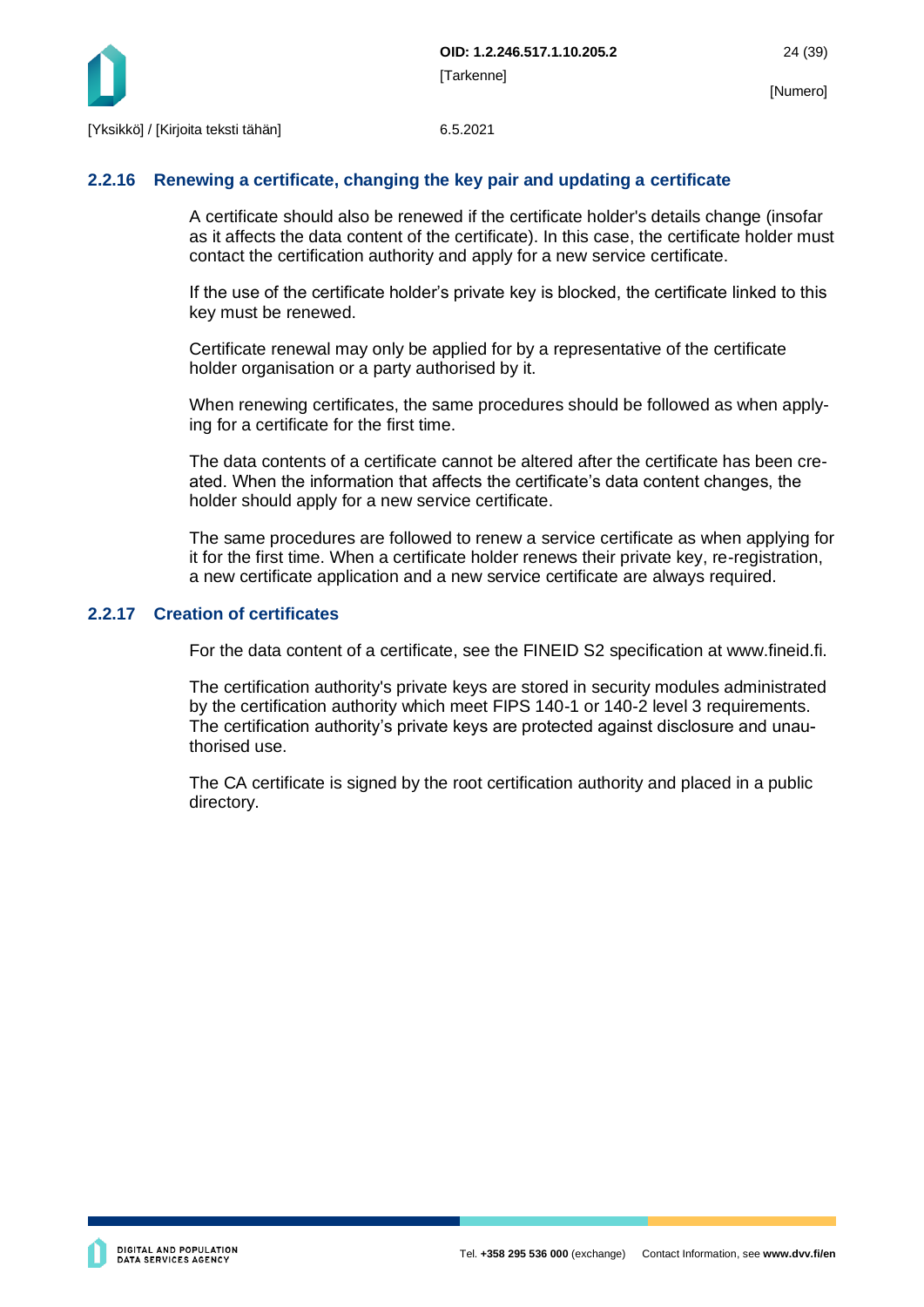### 2.2.16 Renewing a certificate, changing the key pair and updating a certificate

A certificate should also be renewed if the certificate holder's details change (insofar as it affects the data content of the certificate). In this case, the certificate holder must contact the certification authority and apply for a new service certificate.

If the use of the certificate holder's private key is blocked, the certificate linked to this key must be renewed.

Certificate renewal may only be applied for by a representative of the certificate holder organisation or a party authorised by it.

When renewing certificates, the same procedures should be followed as when applying for a certificate for the first time.

The data contents of a certificate cannot be altered after the certificate has been created. When the information that affects the certificate's data content changes, the holder should apply for a new service certificate.

The same procedures are followed to renew a service certificate as when applying for it for the first time. When a certificate holder renews their private key, re-registration, a new certificate application and a new service certificate are always required.

### 2.2.17 Creation of certificates

For the data content of a certificate, see the FINEID S2 specification at www.fineid.fi.

The certification authority's private keys are stored in security modules administrated by the certification authority which meet FIPS 140-1 or 140-2 level 3 requirements. The certification authority's private keys are protected against disclosure and unauthorised use.

The CA certificate is signed by the root certification authority and placed in a public directory.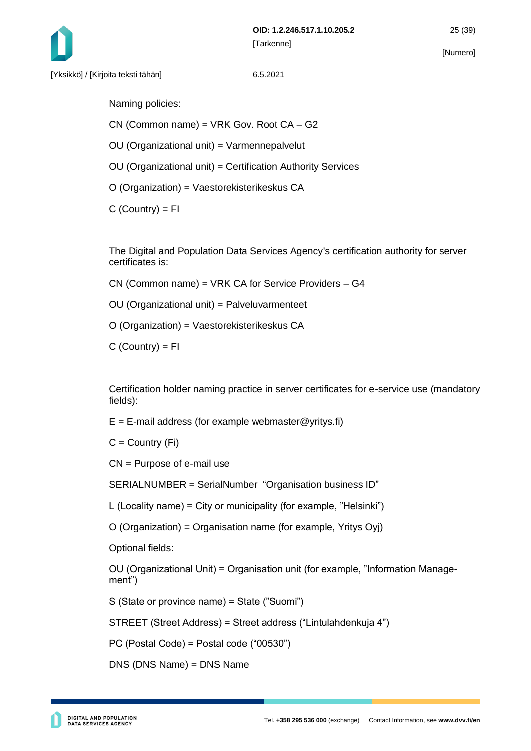Naming policies:

CN (Common name) = VRK Gov. Root CA – G2

OU (Organizational unit) = Varmennepalvelut

OU (Organizational unit) = Certification Authority Services

O (Organization) = Vaestorekisterikeskus CA

C (Country) = FI

The Digital and Population Data Services Agency's certification authority for server certificates is:

CN (Common name) = VRK CA for Service Providers – G4

OU (Organizational unit) = Palveluvarmenteet

O (Organization) = Vaestorekisterikeskus CA

C (Country) = FI

Certification holder naming practice in server certificates for e-service use (mandatory fields):

E = E-mail address (for example webmaster@yritys.fi)

C = Country (Fi)

CN = Purpose of e-mail use

SERIALNUMBER = SerialNumber “Organisation business ID”

L (Locality name) = City or municipality (for example, ”Helsinki”)

O (Organization) = Organisation name (for example, Yritys Oyj)

Optional fields:

OU (Organizational Unit) = Organisation unit (for example, ”Information Management”)

S (State or province name) = State (”Suomi”)

STREET (Street Address) = Street address (“Lintulahdenkuja 4”)

PC (Postal Code) = Postal code (“00530”)

DNS (DNS Name) = DNS Name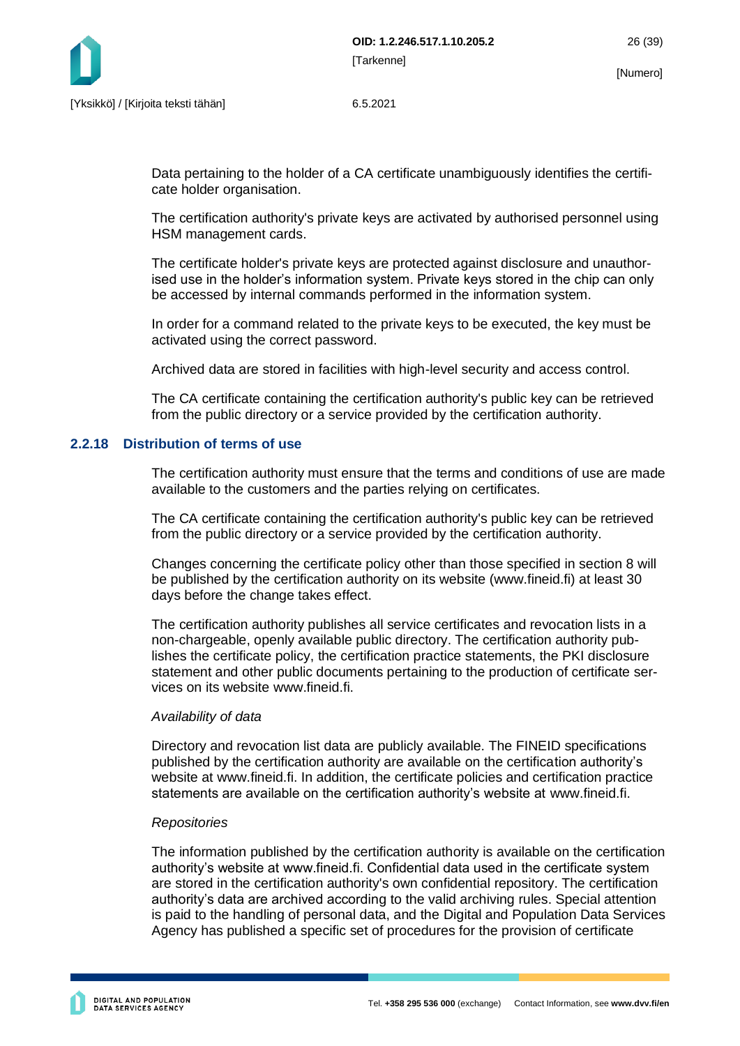Data pertaining to the holder of a CA certificate unambiguously identifies the certificate holder organisation.

The certification authority's private keys are activated by authorised personnel using HSM management cards.

The certificate holder's private keys are protected against disclosure and unauthorised use in the holder's information system. Private keys stored in the chip can only be accessed by internal commands performed in the information system.

In order for a command related to the private keys to be executed, the key must be activated using the correct password.

Archived data are stored in facilities with high-level security and access control.

The CA certificate containing the certification authority's public key can be retrieved from the public directory or a service provided by the certification authority.

### 2.2.18 Distribution of terms of use

The certification authority must ensure that the terms and conditions of use are made available to the customers and the parties relying on certificates.

The CA certificate containing the certification authority's public key can be retrieved from the public directory or a service provided by the certification authority.

Changes concerning the certificate policy other than those specified in section 8 will be published by the certification authority on its website (www.fineid.fi) at least 30 days before the change takes effect.

The certification authority publishes all service certificates and revocation lists in a non-chargeable, openly available public directory. The certification authority publishes the certificate policy, the certification practice statements, the PKI disclosure statement and other public documents pertaining to the production of certificate services on its website www.fineid.fi.

*Availability of data*

Directory and revocation list data are publicly available. The FINEID specifications published by the certification authority are available on the certification authority's website at www.fineid.fi. In addition, the certificate policies and certification practice statements are available on the certification authority's website at www.fineid.fi.

*Repositories*

The information published by the certification authority is available on the certification authority's website at www.fineid.fi. Confidential data used in the certificate system are stored in the certification authority's own confidential repository. The certification authority's data are archived according to the valid archiving rules. Special attention is paid to the handling of personal data, and the Digital and Population Data Services Agency has published a specific set of procedures for the provision of certificate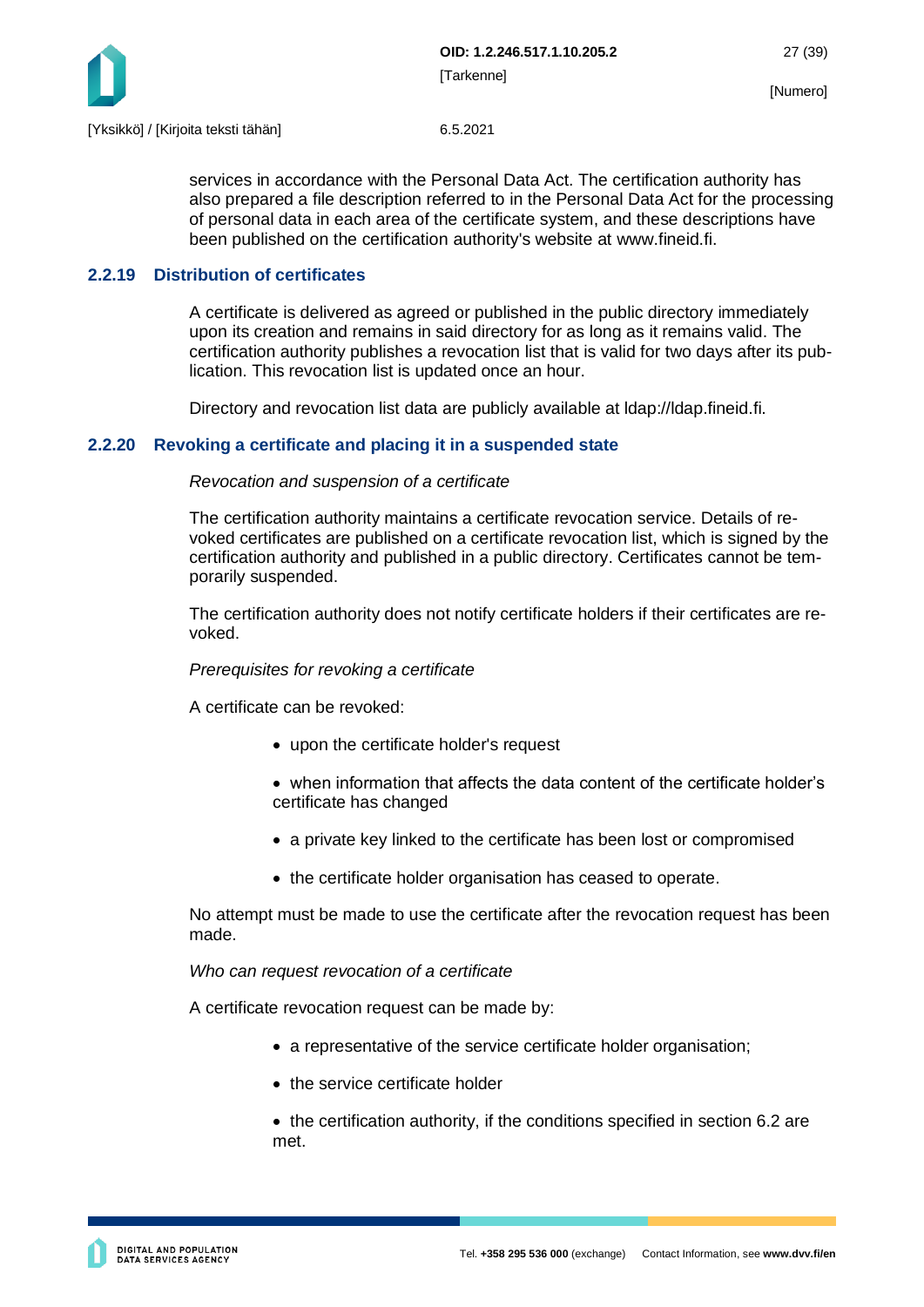services in accordance with the Personal Data Act. The certification authority has also prepared a file description referred to in the Personal Data Act for the processing of personal data in each area of the certificate system, and these descriptions have been published on the certification authority's website at www.fineid.fi.

### 2.2.19 Distribution of certificates

A certificate is delivered as agreed or published in the public directory immediately upon its creation and remains in said directory for as long as it remains valid. The certification authority publishes a revocation list that is valid for two days after its publication. This revocation list is updated once an hour.

Directory and revocation list data are publicly available at ldap://ldap.fineid.fi.

### 2.2.20 Revoking a certificate and placing it in a suspended state

*Revocation and suspension of a certificate*

The certification authority maintains a certificate revocation service. Details of revoked certificates are published on a certificate revocation list, which is signed by the certification authority and published in a public directory. Certificates cannot be temporarily suspended.

The certification authority does not notify certificate holders if their certificates are revoked.

*Prerequisites for revoking a certificate*

A certificate can be revoked:

- upon the certificate holder's request
- when information that affects the data content of the certificate holder's certificate has changed
- a private key linked to the certificate has been lost or compromised
- the certificate holder organisation has ceased to operate.

No attempt must be made to use the certificate after the revocation request has been made.

*Who can request revocation of a certificate*

A certificate revocation request can be made by:

- a representative of the service certificate holder organisation;
- the service certificate holder
- the certification authority, if the conditions specified in section 6.2 are met.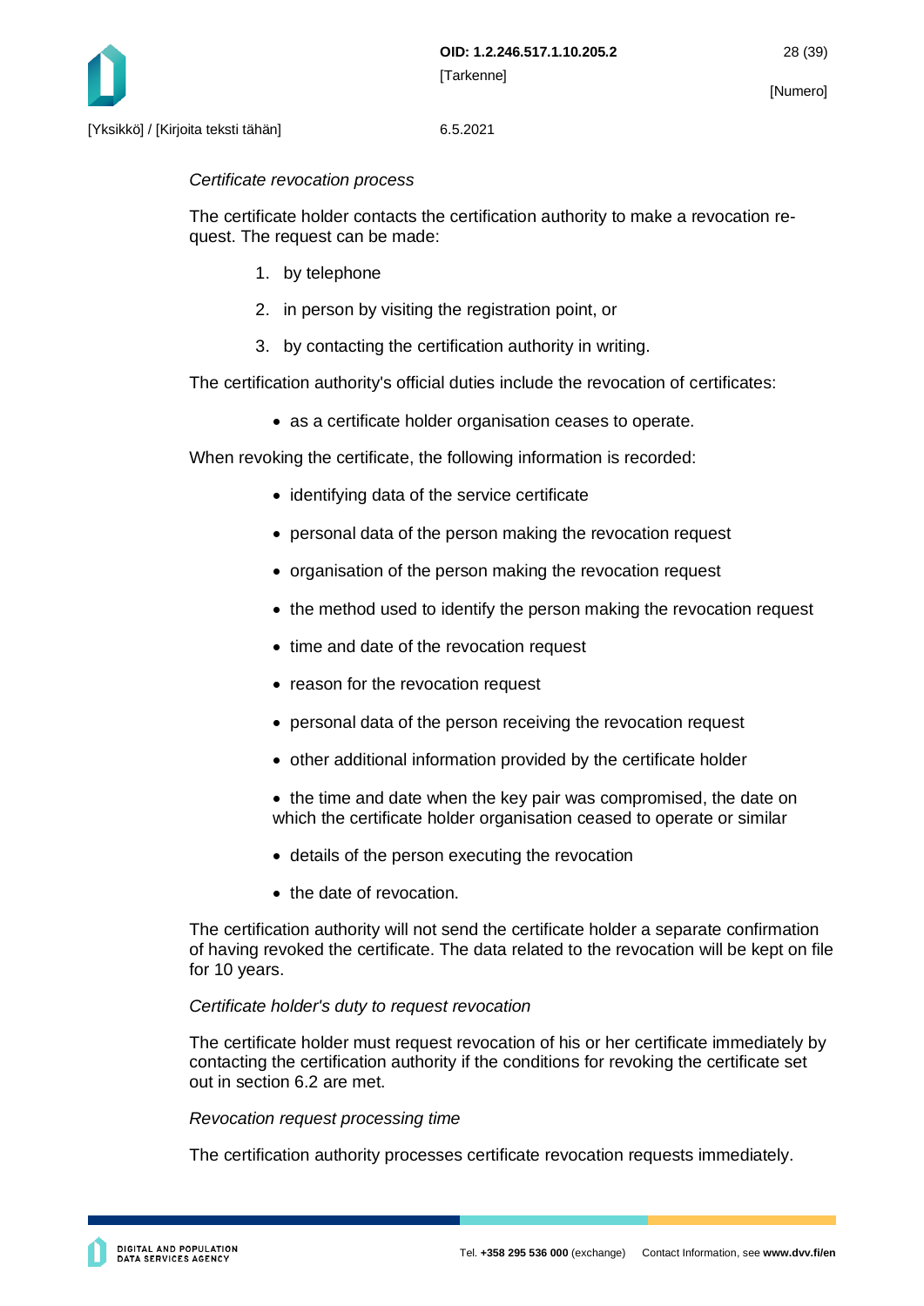*Certificate revocation process*

The certificate holder contacts the certification authority to make a revocation request. The request can be made:

1. by telephone
2. in person by visiting the registration point, or
3. by contacting the certification authority in writing.

The certification authority's official duties include the revocation of certificates:

- as a certificate holder organisation ceases to operate.

When revoking the certificate, the following information is recorded:

- identifying data of the service certificate
- personal data of the person making the revocation request
- organisation of the person making the revocation request
- the method used to identify the person making the revocation request
- time and date of the revocation request
- reason for the revocation request
- personal data of the person receiving the revocation request
- other additional information provided by the certificate holder
- the time and date when the key pair was compromised, the date on which the certificate holder organisation ceased to operate or similar
- details of the person executing the revocation
- the date of revocation.

The certification authority will not send the certificate holder a separate confirmation of having revoked the certificate. The data related to the revocation will be kept on file for 10 years.

*Certificate holder's duty to request revocation*

The certificate holder must request revocation of his or her certificate immediately by contacting the certification authority if the conditions for revoking the certificate set out in section 6.2 are met.

*Revocation request processing time*

The certification authority processes certificate revocation requests immediately.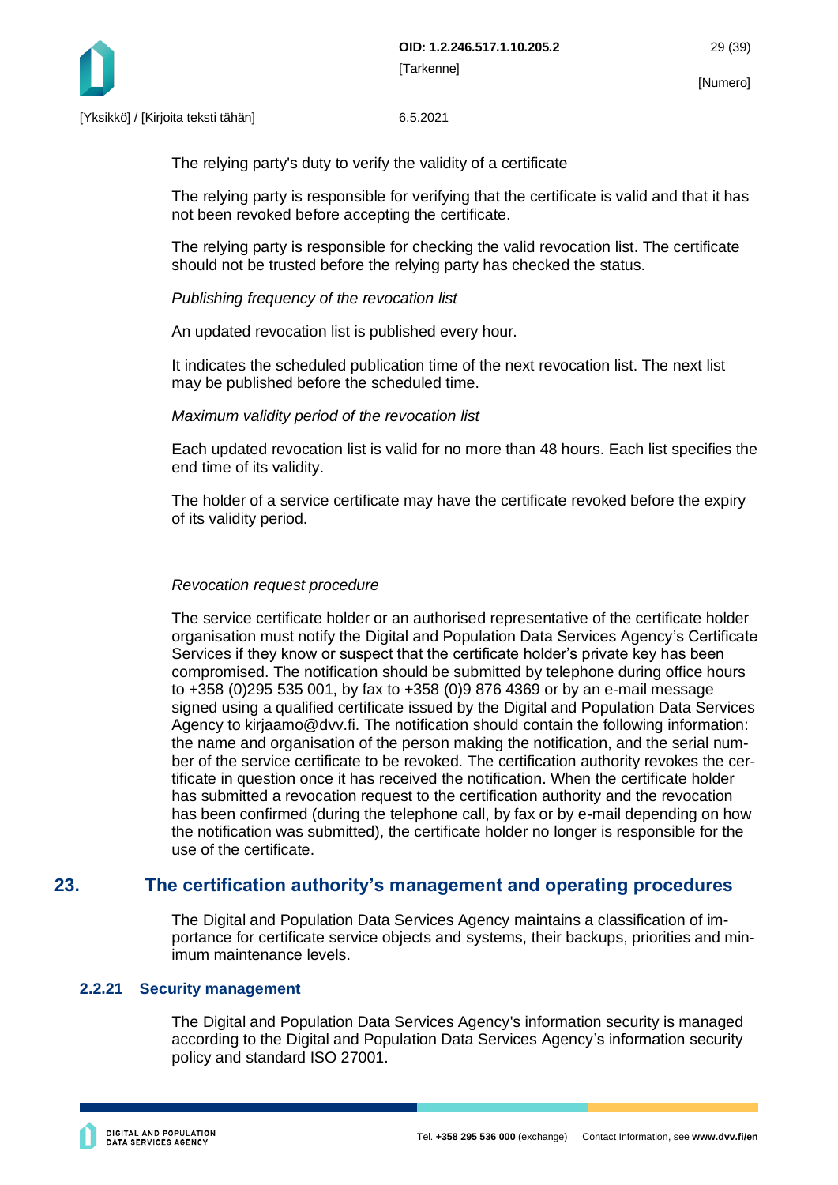The relying party's duty to verify the validity of a certificate

The relying party is responsible for verifying that the certificate is valid and that it has not been revoked before accepting the certificate.

The relying party is responsible for checking the valid revocation list. The certificate should not be trusted before the relying party has checked the status.

*Publishing frequency of the revocation list*

An updated revocation list is published every hour.

It indicates the scheduled publication time of the next revocation list. The next list may be published before the scheduled time.

*Maximum validity period of the revocation list*

Each updated revocation list is valid for no more than 48 hours. Each list specifies the end time of its validity.

The holder of a service certificate may have the certificate revoked before the expiry of its validity period.

*Revocation request procedure*

The service certificate holder or an authorised representative of the certificate holder organisation must notify the Digital and Population Data Services Agency's Certificate Services if they know or suspect that the certificate holder's private key has been compromised. The notification should be submitted by telephone during office hours to +358 (0)295 535 001, by fax to +358 (0)9 876 4369 or by an e-mail message signed using a qualified certificate issued by the Digital and Population Data Services Agency to kirjaamo@dvv.fi. The notification should contain the following information: the name and organisation of the person making the notification, and the serial number of the service certificate to be revoked. The certification authority revokes the certificate in question once it has received the notification. When the certificate holder has submitted a revocation request to the certification authority and the revocation has been confirmed (during the telephone call, by fax or by e-mail depending on how the notification was submitted), the certificate holder no longer is responsible for the use of the certificate.

# 23. The certification authority's management and operating procedures

The Digital and Population Data Services Agency maintains a classification of importance for certificate service objects and systems, their backups, priorities and minimum maintenance levels.

### 2.2.21 Security management

The Digital and Population Data Services Agency's information security is managed according to the Digital and Population Data Services Agency's information security policy and standard ISO 27001.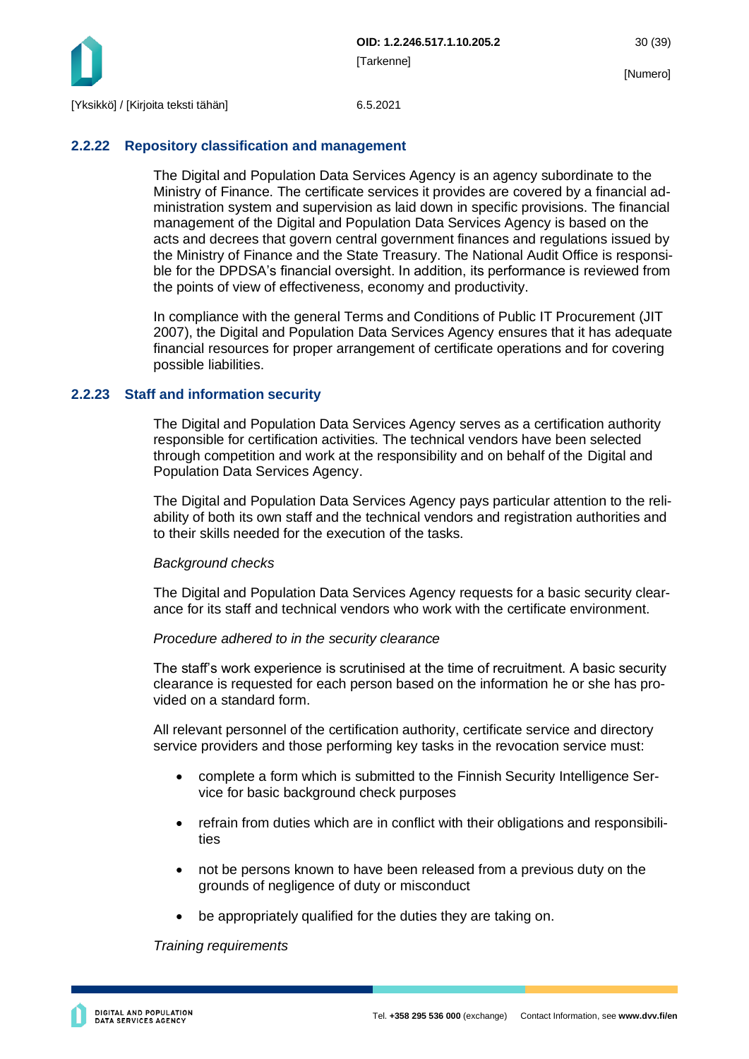### 2.2.22 Repository classification and management

The Digital and Population Data Services Agency is an agency subordinate to the Ministry of Finance. The certificate services it provides are covered by a financial administration system and supervision as laid down in specific provisions. The financial management of the Digital and Population Data Services Agency is based on the acts and decrees that govern central government finances and regulations issued by the Ministry of Finance and the State Treasury. The National Audit Office is responsible for the DPDSA's financial oversight. In addition, its performance is reviewed from the points of view of effectiveness, economy and productivity.

In compliance with the general Terms and Conditions of Public IT Procurement (JIT 2007), the Digital and Population Data Services Agency ensures that it has adequate financial resources for proper arrangement of certificate operations and for covering possible liabilities.

### 2.2.23 Staff and information security

The Digital and Population Data Services Agency serves as a certification authority responsible for certification activities. The technical vendors have been selected through competition and work at the responsibility and on behalf of the Digital and Population Data Services Agency.

The Digital and Population Data Services Agency pays particular attention to the reliability of both its own staff and the technical vendors and registration authorities and to their skills needed for the execution of the tasks.

*Background checks*

The Digital and Population Data Services Agency requests for a basic security clearance for its staff and technical vendors who work with the certificate environment.

*Procedure adhered to in the security clearance*

The staff's work experience is scrutinised at the time of recruitment. A basic security clearance is requested for each person based on the information he or she has provided on a standard form.

All relevant personnel of the certification authority, certificate service and directory service providers and those performing key tasks in the revocation service must:

- complete a form which is submitted to the Finnish Security Intelligence Service for basic background check purposes
- refrain from duties which are in conflict with their obligations and responsibilities
- not be persons known to have been released from a previous duty on the grounds of negligence of duty or misconduct
- be appropriately qualified for the duties they are taking on.

*Training requirements*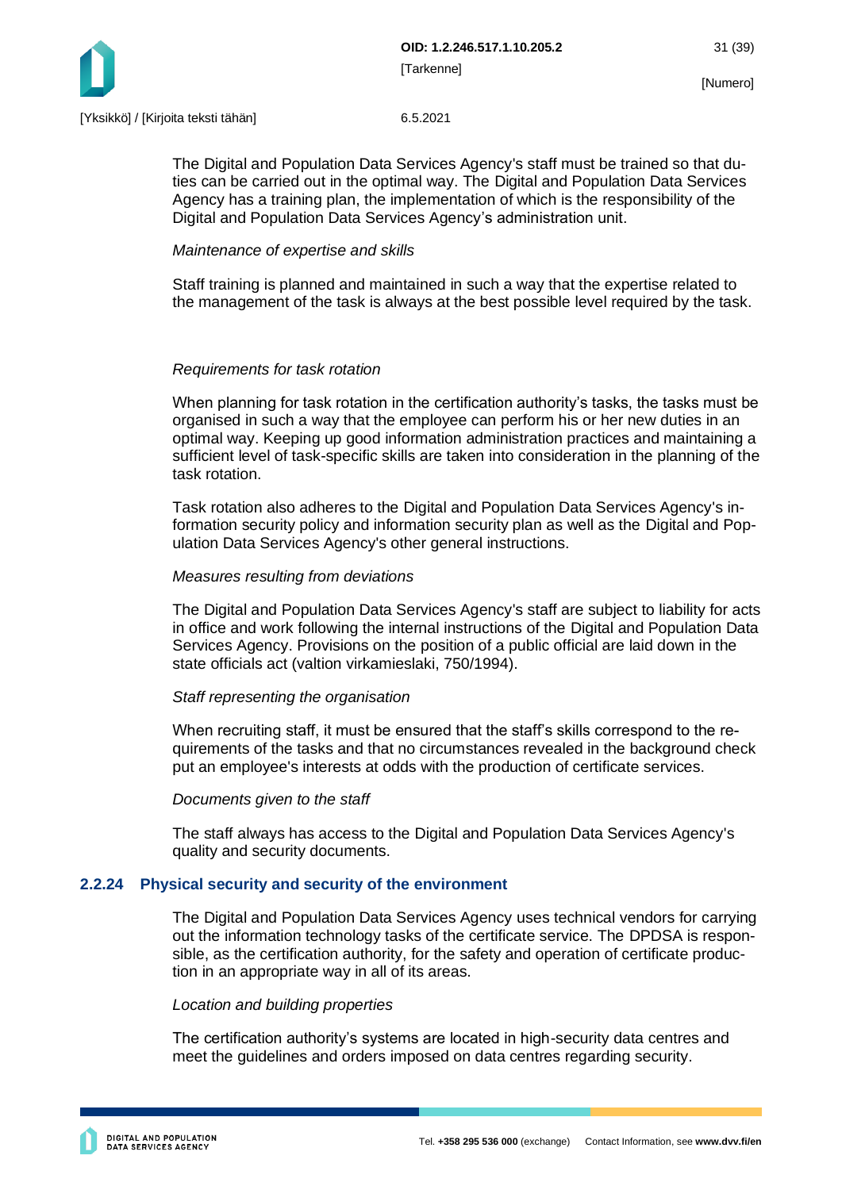The Digital and Population Data Services Agency's staff must be trained so that duties can be carried out in the optimal way. The Digital and Population Data Services Agency has a training plan, the implementation of which is the responsibility of the Digital and Population Data Services Agency's administration unit.

*Maintenance of expertise and skills*

Staff training is planned and maintained in such a way that the expertise related to the management of the task is always at the best possible level required by the task.

*Requirements for task rotation*

When planning for task rotation in the certification authority's tasks, the tasks must be organised in such a way that the employee can perform his or her new duties in an optimal way. Keeping up good information administration practices and maintaining a sufficient level of task-specific skills are taken into consideration in the planning of the task rotation.

Task rotation also adheres to the Digital and Population Data Services Agency's information security policy and information security plan as well as the Digital and Population Data Services Agency's other general instructions.

*Measures resulting from deviations*

The Digital and Population Data Services Agency's staff are subject to liability for acts in office and work following the internal instructions of the Digital and Population Data Services Agency. Provisions on the position of a public official are laid down in the state officials act (valtion virkamieslaki, 750/1994).

*Staff representing the organisation*

When recruiting staff, it must be ensured that the staff's skills correspond to the requirements of the tasks and that no circumstances revealed in the background check put an employee's interests at odds with the production of certificate services.

*Documents given to the staff*

The staff always has access to the Digital and Population Data Services Agency's quality and security documents.

### 2.2.24 Physical security and security of the environment

The Digital and Population Data Services Agency uses technical vendors for carrying out the information technology tasks of the certificate service. The DPDSA is responsible, as the certification authority, for the safety and operation of certificate production in an appropriate way in all of its areas.

*Location and building properties*

The certification authority's systems are located in high-security data centres and meet the guidelines and orders imposed on data centres regarding security.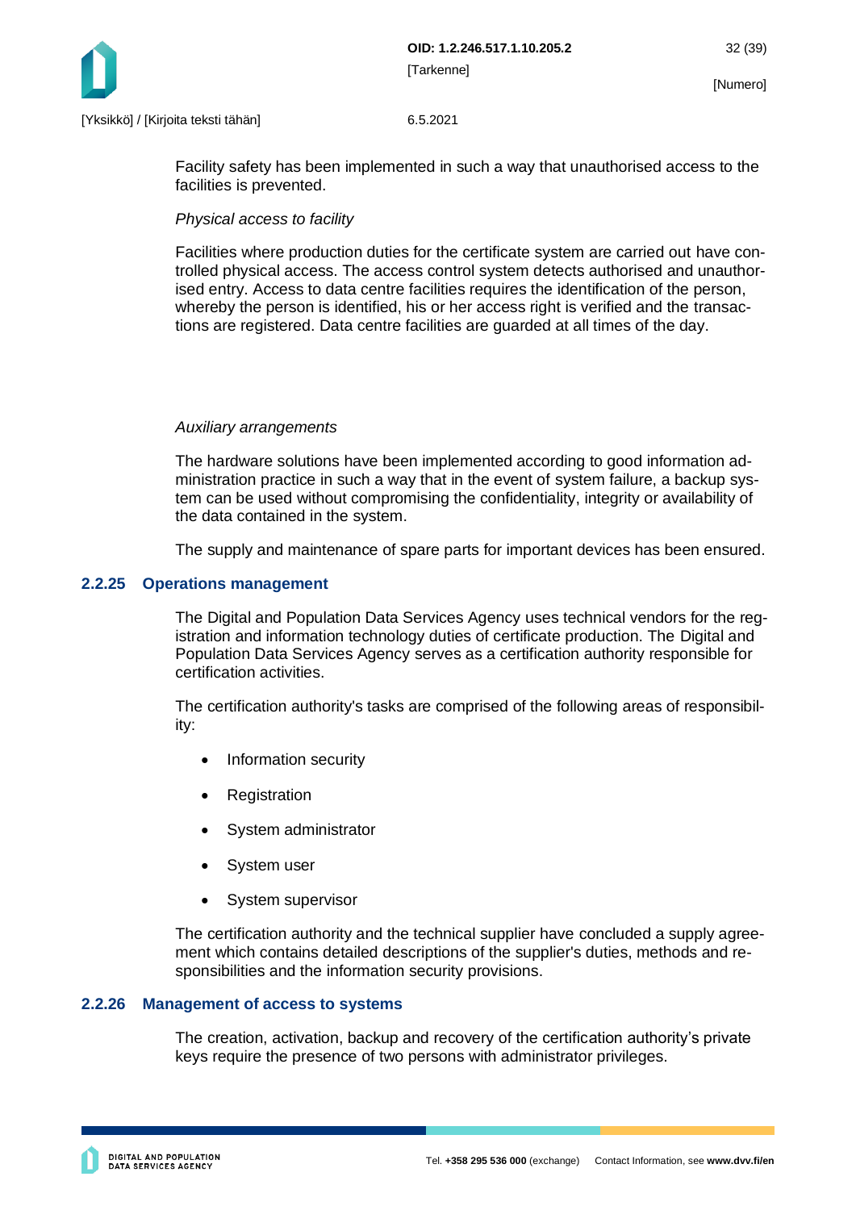Facility safety has been implemented in such a way that unauthorised access to the facilities is prevented.

*Physical access to facility*

Facilities where production duties for the certificate system are carried out have controlled physical access. The access control system detects authorised and unauthorised entry. Access to data centre facilities requires the identification of the person, whereby the person is identified, his or her access right is verified and the transactions are registered. Data centre facilities are guarded at all times of the day.

*Auxiliary arrangements*

The hardware solutions have been implemented according to good information administration practice in such a way that in the event of system failure, a backup system can be used without compromising the confidentiality, integrity or availability of the data contained in the system.

The supply and maintenance of spare parts for important devices has been ensured.

### 2.2.25 Operations management

The Digital and Population Data Services Agency uses technical vendors for the registration and information technology duties of certificate production. The Digital and Population Data Services Agency serves as a certification authority responsible for certification activities.

The certification authority's tasks are comprised of the following areas of responsibility:

- Information security
- Registration
- System administrator
- System user
- System supervisor

The certification authority and the technical supplier have concluded a supply agreement which contains detailed descriptions of the supplier's duties, methods and responsibilities and the information security provisions.

### 2.2.26 Management of access to systems

The creation, activation, backup and recovery of the certification authority's private keys require the presence of two persons with administrator privileges.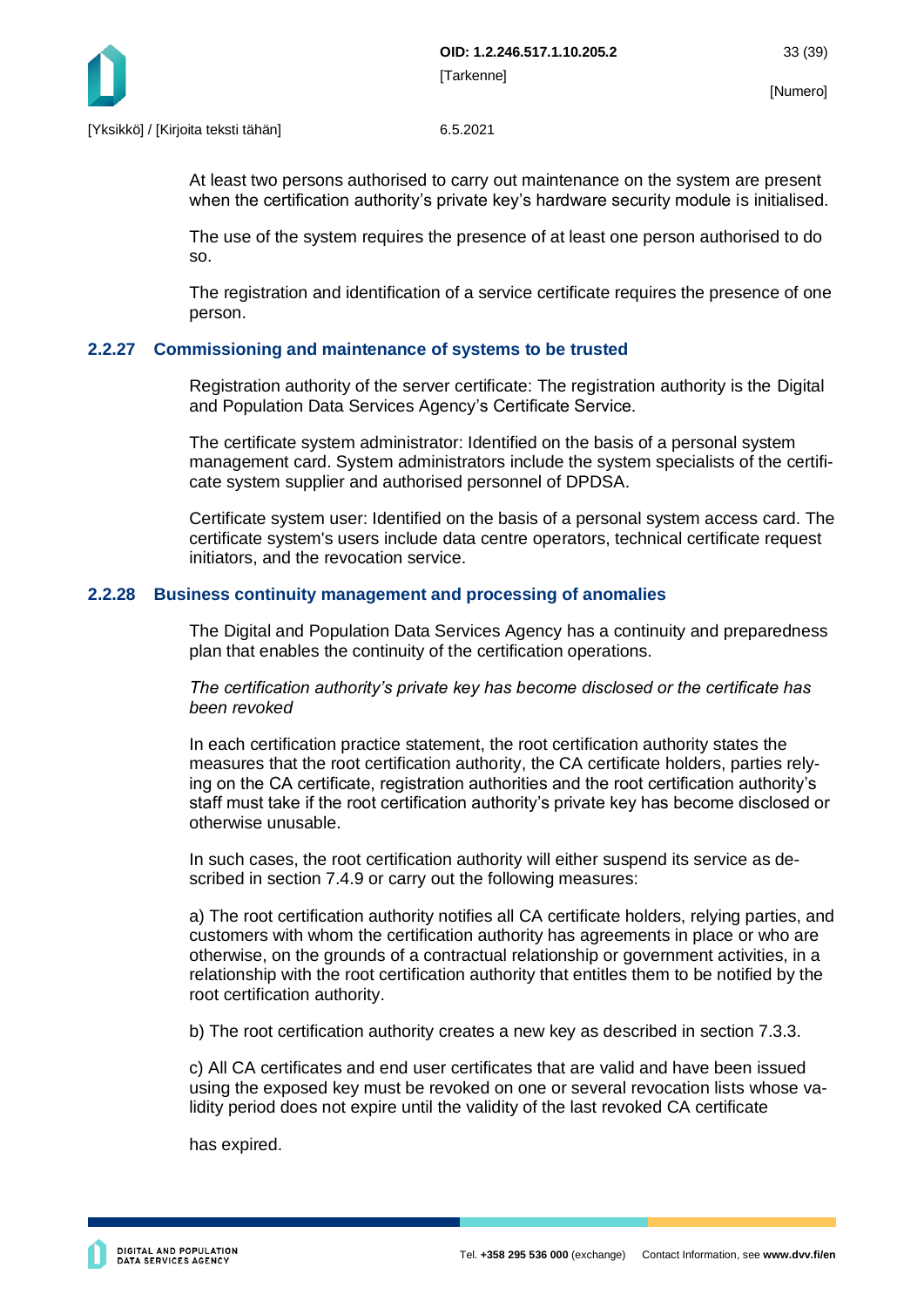At least two persons authorised to carry out maintenance on the system are present when the certification authority's private key's hardware security module is initialised.

The use of the system requires the presence of at least one person authorised to do so.

The registration and identification of a service certificate requires the presence of one person.

### 2.2.27 Commissioning and maintenance of systems to be trusted

Registration authority of the server certificate: The registration authority is the Digital and Population Data Services Agency's Certificate Service.

The certificate system administrator: Identified on the basis of a personal system management card. System administrators include the system specialists of the certificate system supplier and authorised personnel of DPDSA.

Certificate system user: Identified on the basis of a personal system access card. The certificate system's users include data centre operators, technical certificate request initiators, and the revocation service.

### 2.2.28 Business continuity management and processing of anomalies

The Digital and Population Data Services Agency has a continuity and preparedness plan that enables the continuity of the certification operations.

*The certification authority's private key has become disclosed or the certificate has been revoked*

In each certification practice statement, the root certification authority states the measures that the root certification authority, the CA certificate holders, parties relying on the CA certificate, registration authorities and the root certification authority's staff must take if the root certification authority's private key has become disclosed or otherwise unusable.

In such cases, the root certification authority will either suspend its service as described in section 7.4.9 or carry out the following measures:

a) The root certification authority notifies all CA certificate holders, relying parties, and customers with whom the certification authority has agreements in place or who are otherwise, on the grounds of a contractual relationship or government activities, in a relationship with the root certification authority that entitles them to be notified by the root certification authority.

b) The root certification authority creates a new key as described in section 7.3.3.

c) All CA certificates and end user certificates that are valid and have been issued using the exposed key must be revoked on one or several revocation lists whose validity period does not expire until the validity of the last revoked CA certificate

has expired.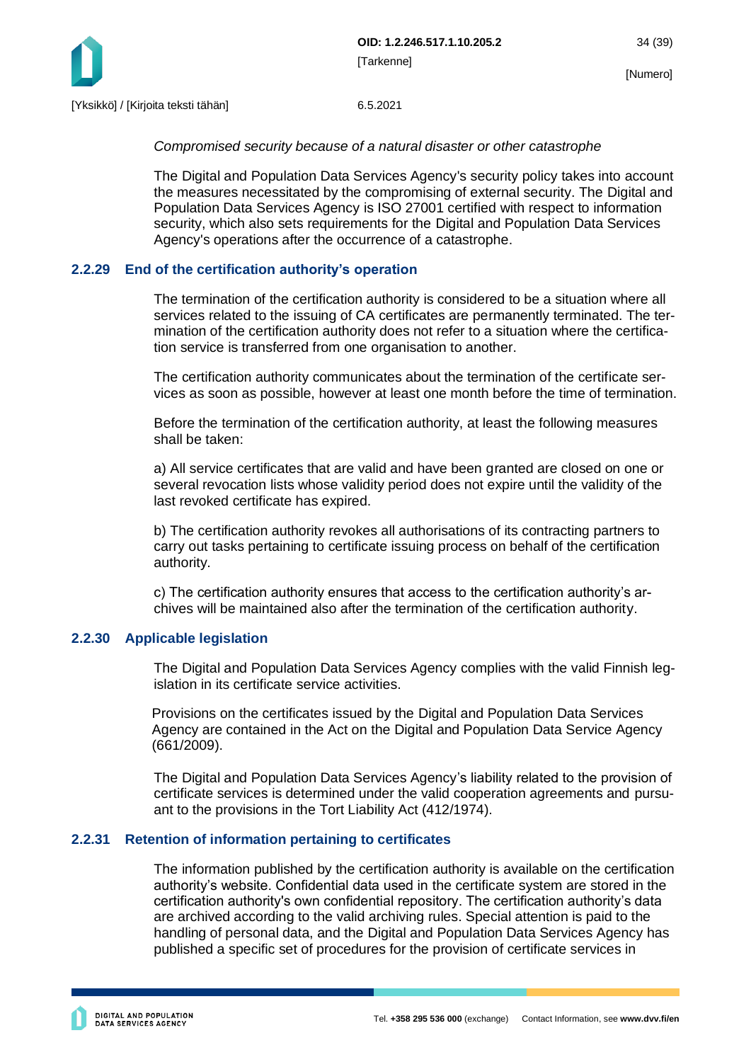*Compromised security because of a natural disaster or other catastrophe*

The Digital and Population Data Services Agency's security policy takes into account the measures necessitated by the compromising of external security. The Digital and Population Data Services Agency is ISO 27001 certified with respect to information security, which also sets requirements for the Digital and Population Data Services Agency's operations after the occurrence of a catastrophe.

### 2.2.29 End of the certification authority's operation

The termination of the certification authority is considered to be a situation where all services related to the issuing of CA certificates are permanently terminated. The termination of the certification authority does not refer to a situation where the certification service is transferred from one organisation to another.

The certification authority communicates about the termination of the certificate services as soon as possible, however at least one month before the time of termination.

Before the termination of the certification authority, at least the following measures shall be taken:

a) All service certificates that are valid and have been granted are closed on one or several revocation lists whose validity period does not expire until the validity of the last revoked certificate has expired.

b) The certification authority revokes all authorisations of its contracting partners to carry out tasks pertaining to certificate issuing process on behalf of the certification authority.

c) The certification authority ensures that access to the certification authority's archives will be maintained also after the termination of the certification authority.

### 2.2.30 Applicable legislation

The Digital and Population Data Services Agency complies with the valid Finnish legislation in its certificate service activities.

Provisions on the certificates issued by the Digital and Population Data Services Agency are contained in the Act on the Digital and Population Data Service Agency (661/2009).

The Digital and Population Data Services Agency's liability related to the provision of certificate services is determined under the valid cooperation agreements and pursuant to the provisions in the Tort Liability Act (412/1974).

### 2.2.31 Retention of information pertaining to certificates

The information published by the certification authority is available on the certification authority's website. Confidential data used in the certificate system are stored in the certification authority's own confidential repository. The certification authority's data are archived according to the valid archiving rules. Special attention is paid to the handling of personal data, and the Digital and Population Data Services Agency has published a specific set of procedures for the provision of certificate services in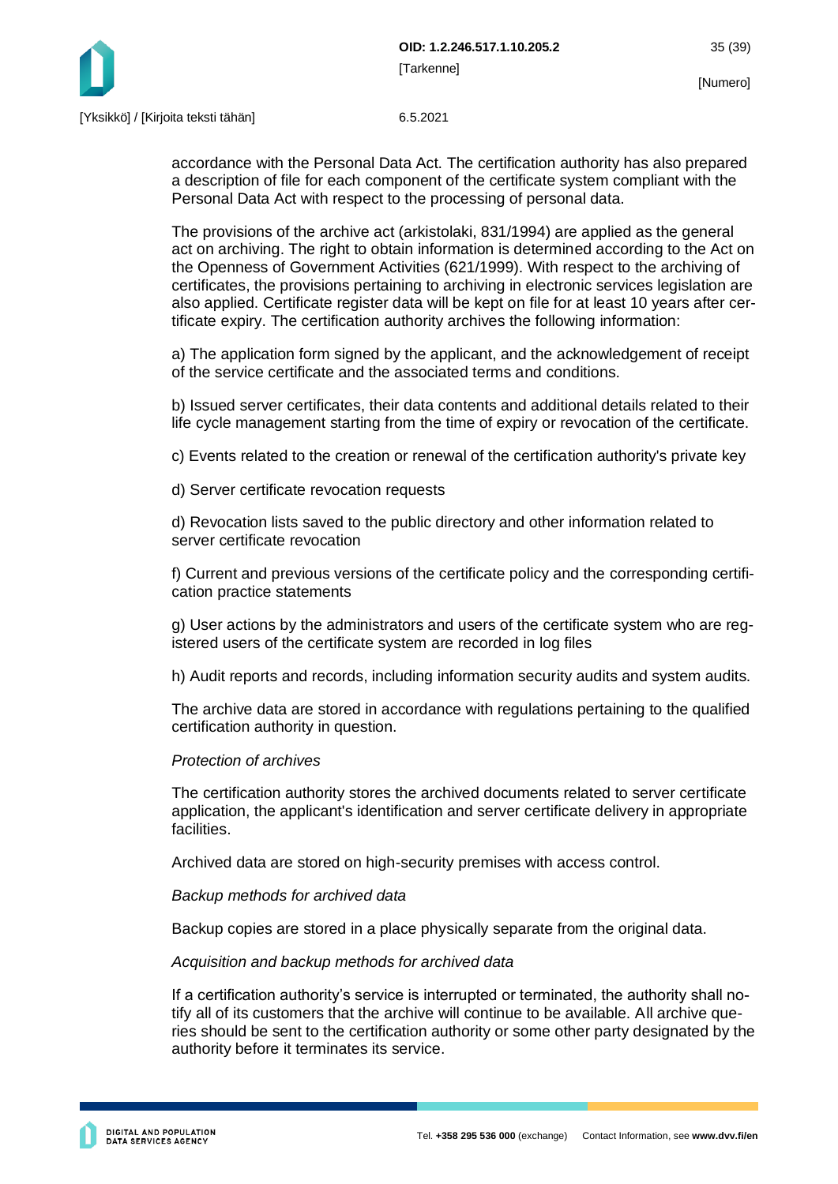accordance with the Personal Data Act. The certification authority has also prepared a description of file for each component of the certification system compliant with the Personal Data Act with respect to the processing of personal data.

The provisions of the archive act (arkistolaki, 831/1994) are applied as the general act on archiving. The right to obtain information is determined according to the Act on the Openness of Government Activities (621/1999). With respect to the archiving of certificates, the provisions pertaining to archiving in electronic services legislation are also applied. Certificate register data will be kept on file for at least 10 years after certificate expiry. The certification authority archives the following information:

a) The application form signed by the applicant, and the acknowledgement of receipt of the service certificate and the associated terms and conditions.

b) Issued server certificates, their data contents and additional details related to their life cycle management starting from the time of expiry or revocation of the certificate.

c) Events related to the creation or renewal of the certification authority's private key

d) Server certificate revocation requests

d) Revocation lists saved to the public directory and other information related to server certificate revocation

f) Current and previous versions of the certificate policy and the corresponding certification practice statements

g) User actions by the administrators and users of the certificate system who are registered users of the certificate system are recorded in log files

h) Audit reports and records, including information security audits and system audits.

The archive data are stored in accordance with regulations pertaining to the qualified certification authority in question.

*Protection of archives*

The certification authority stores the archived documents related to server certificate application, the applicant's identification and server certificate delivery in appropriate facilities.

Archived data are stored on high-security premises with access control.

*Backup methods for archived data*

Backup copies are stored in a place physically separate from the original data.

*Acquisition and backup methods for archived data*

If a certification authority's service is interrupted or terminated, the authority shall notify all of its customers that the archive will continue to be available. All archive queries should be sent to the certification authority or some other party designated by the authority before it terminates its service.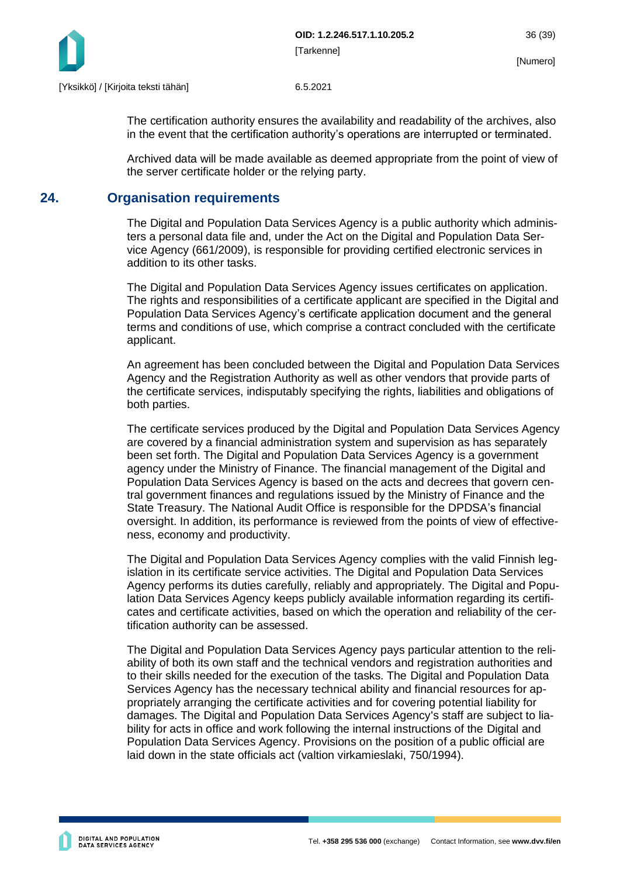The certification authority ensures the availability and readability of the archives, also in the event that the certification authority’s operations are interrupted or terminated.

Archived data will be made available as deemed appropriate from the point of view of the server certificate holder or the relying party.

## 24. Organisation requirements

The Digital and Population Data Services Agency is a public authority which administers a personal data file and, under the Act on the Digital and Population Data Service Agency (661/2009), is responsible for providing certified electronic services in addition to its other tasks.

The Digital and Population Data Services Agency issues certificates on application. The rights and responsibilities of a certificate applicant are specified in the Digital and Population Data Services Agency’s certificate application document and the general terms and conditions of use, which comprise a contract concluded with the certificate applicant.

An agreement has been concluded between the Digital and Population Data Services Agency and the Registration Authority as well as other vendors that provide parts of the certificate services, indisputably specifying the rights, liabilities and obligations of both parties.

The certificate services produced by the Digital and Population Data Services Agency are covered by a financial administration system and supervision as has separately been set forth. The Digital and Population Data Services Agency is a government agency under the Ministry of Finance. The financial management of the Digital and Population Data Services Agency is based on the acts and decrees that govern central government finances and regulations issued by the Ministry of Finance and the State Treasury. The National Audit Office is responsible for the DPDSA’s financial oversight. In addition, its performance is reviewed from the points of view of effectiveness, economy and productivity.

The Digital and Population Data Services Agency complies with the valid Finnish legislation in its certificate service activities. The Digital and Population Data Services Agency performs its duties carefully, reliably and appropriately. The Digital and Population Data Services Agency keeps publicly available information regarding its certificates and certificate activities, based on which the operation and reliability of the certification authority can be assessed.

The Digital and Population Data Services Agency pays particular attention to the reliability of both its own staff and the technical vendors and registration authorities and to their skills needed for the execution of the tasks. The Digital and Population Data Services Agency has the necessary technical ability and financial resources for appropriately arranging the certificate activities and for covering potential liability for damages. The Digital and Population Data Services Agency's staff are subject to liability for acts in office and work following the internal instructions of the Digital and Population Data Services Agency. Provisions on the position of a public official are laid down in the state officials act (valtion virkamieslaki, 750/1994).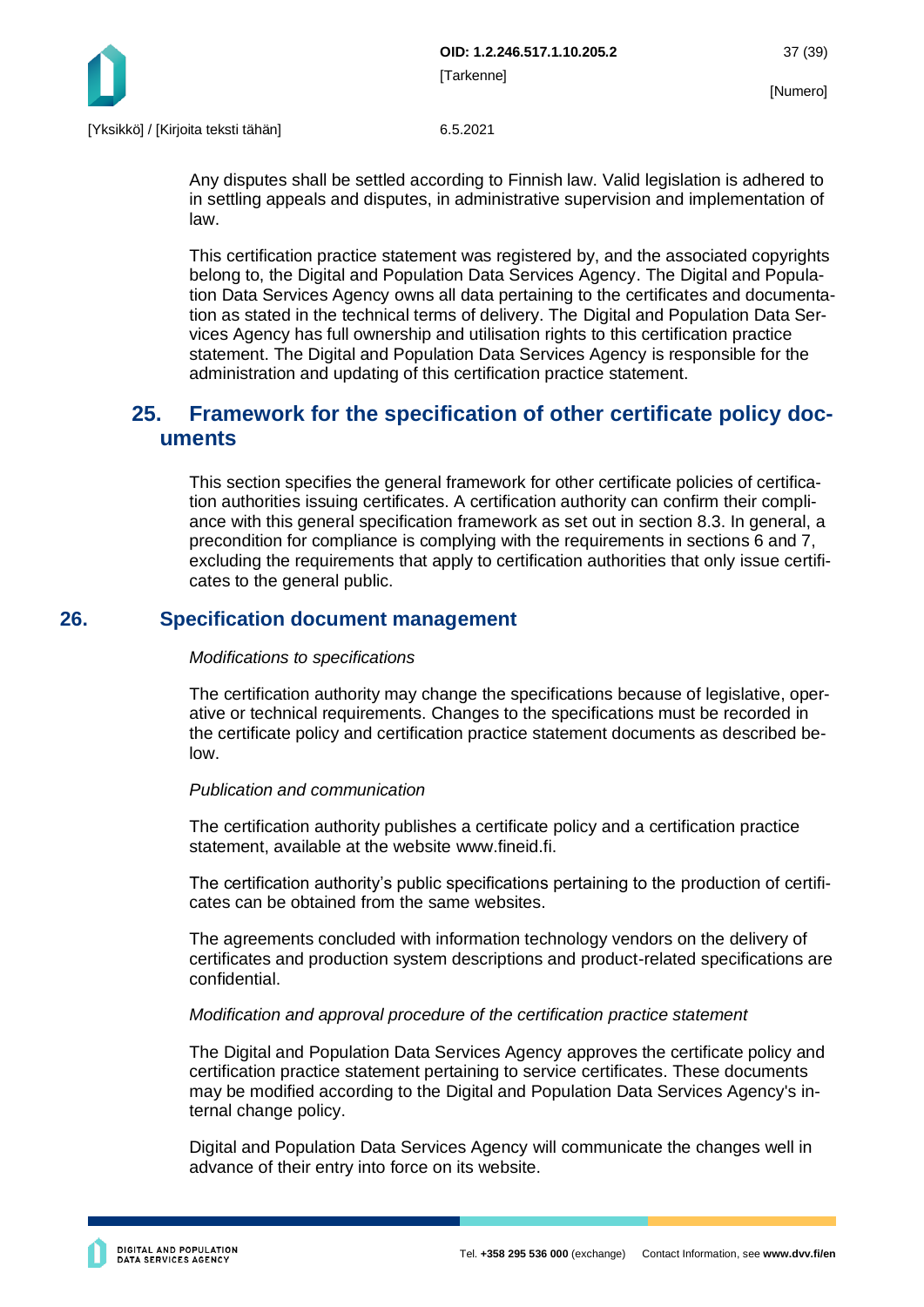Any disputes shall be settled according to Finnish law. Valid legislation is adhered to in settling appeals and disputes, in administrative supervision and implementation of law.

This certification practice statement was registered by, and the associated copyrights belong to, the Digital and Population Data Services Agency. The Digital and Population Data Services Agency owns all data pertaining to the certificates and documentation as stated in the technical terms of delivery. The Digital and Population Data Services Agency has full ownership and utilisation rights to this certification practice statement. The Digital and Population Data Services Agency is responsible for the administration and updating of this certification practice statement.

## 25. Framework for the specification of other certificate policy documents

This section specifies the general framework for other certificate policies of certification authorities issuing certificates. A certification authority can confirm their compliance with this general specification framework as set out in section 8.3. In general, a precondition for compliance is complying with the requirements in sections 6 and 7, excluding the requirements that apply to certification authorities that only issue certificates to the general public.

## 26. Specification document management

*Modifications to specifications*

The certification authority may change the specifications because of legislative, operative or technical requirements. Changes to the specifications must be recorded in the certificate policy and certification practice statement documents as described below.

*Publication and communication*

The certification authority publishes a certificate policy and a certification practice statement, available at the website www.fineid.fi.

The certification authority's public specifications pertaining to the production of certificates can be obtained from the same websites.

The agreements concluded with information technology vendors on the delivery of certificates and production system descriptions and product-related specifications are confidential.

*Modification and approval procedure of the certification practice statement*

The Digital and Population Data Services Agency approves the certificate policy and certification practice statement pertaining to service certificates. These documents may be modified according to the Digital and Population Data Services Agency's internal change policy.

Digital and Population Data Services Agency will communicate the changes well in advance of their entry into force on its website.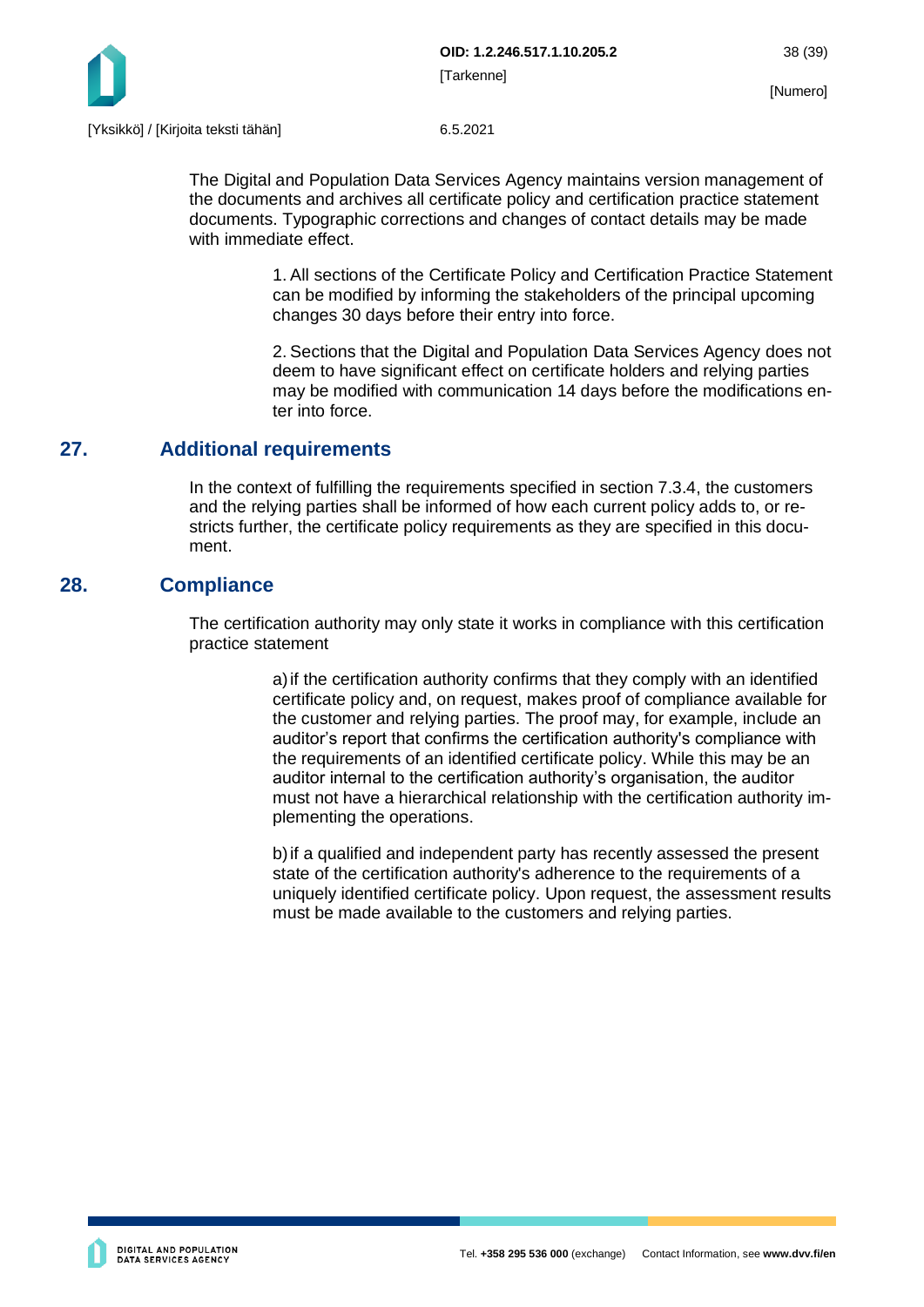The Digital and Population Data Services Agency maintains version management of the documents and archives all certificate policy and certification practice statement documents. Typographic corrections and changes of contact details may be made with immediate effect.

1. All sections of the Certificate Policy and Certification Practice Statement can be modified by informing the stakeholders of the principal upcoming changes 30 days before their entry into force.

2. Sections that the Digital and Population Data Services Agency does not deem to have significant effect on certificate holders and relying parties may be modified with communication 14 days before the modifications enter into force.

## 27. Additional requirements

In the context of fulfilling the requirements specified in section 7.3.4, the customers and the relying parties shall be informed of how each current policy adds to, or restricts further, the certificate policy requirements as they are specified in this document.

## 28. Compliance

The certification authority may only state it works in compliance with this certification practice statement

a) if the certification authority confirms that they comply with an identified certificate policy and, on request, makes proof of compliance available for the customer and relying parties. The proof may, for example, include an auditor's report that confirms the certification authority's compliance with the requirements of an identified certificate policy. While this may be an auditor internal to the certification authority's organisation, the auditor must not have a hierarchical relationship with the certification authority implementing the operations.

b) if a qualified and independent party has recently assessed the present state of the certification authority's adherence to the requirements of a uniquely identified certificate policy. Upon request, the assessment results must be made available to the customers and relying parties.